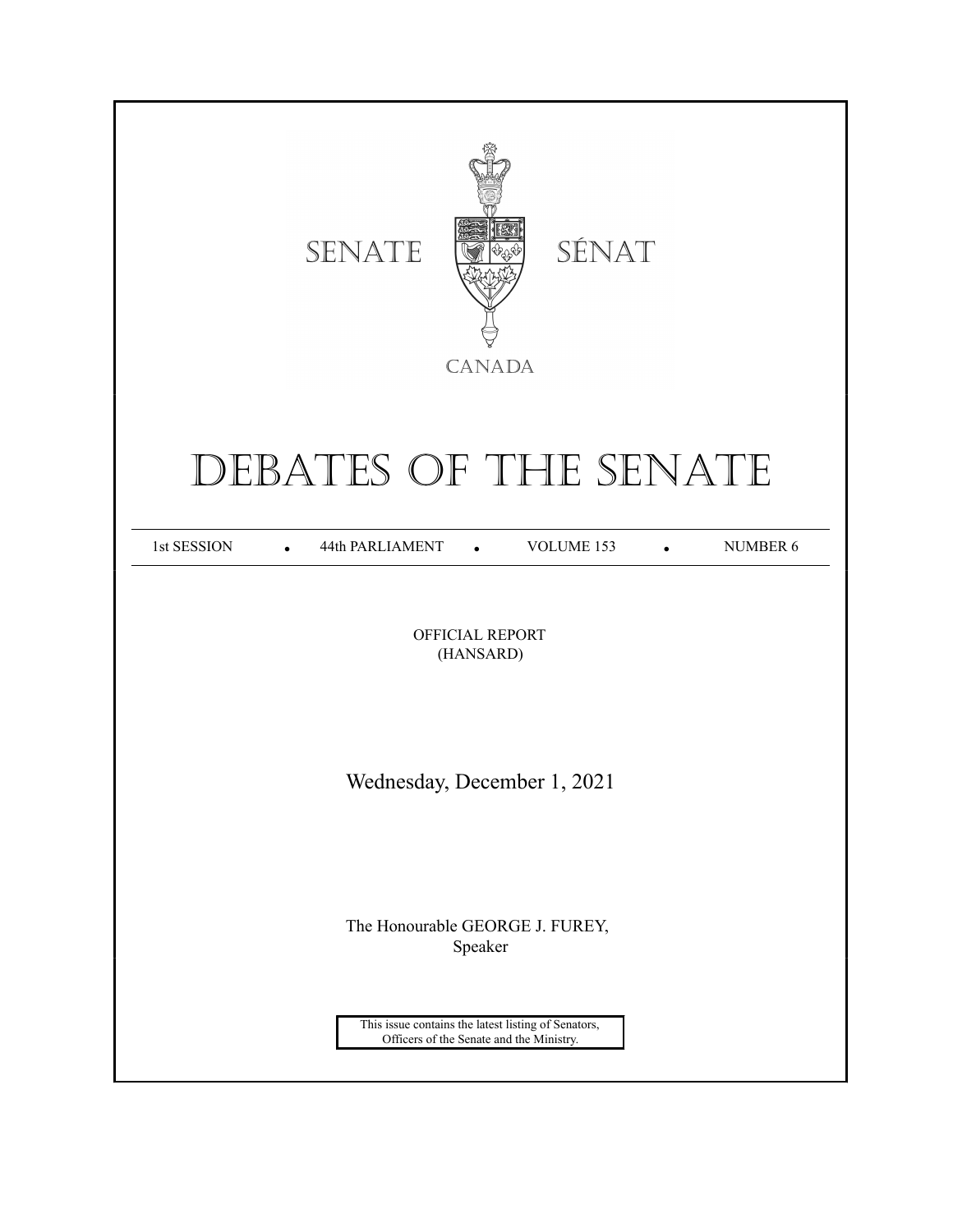SENATE SÉNAT

CANADA

# DEBATES OF THE SENATE

1st SESSION • 44th PARLIAMENT • VOLUME 153 • NUMBER 6

OFFICIAL REPORT
(HANSARD)

Wednesday, December 1, 2021

The Honourable GEORGE J. FUREY,
Speaker

This issue contains the latest listing of Senators, Officers of the Senate and the Ministry.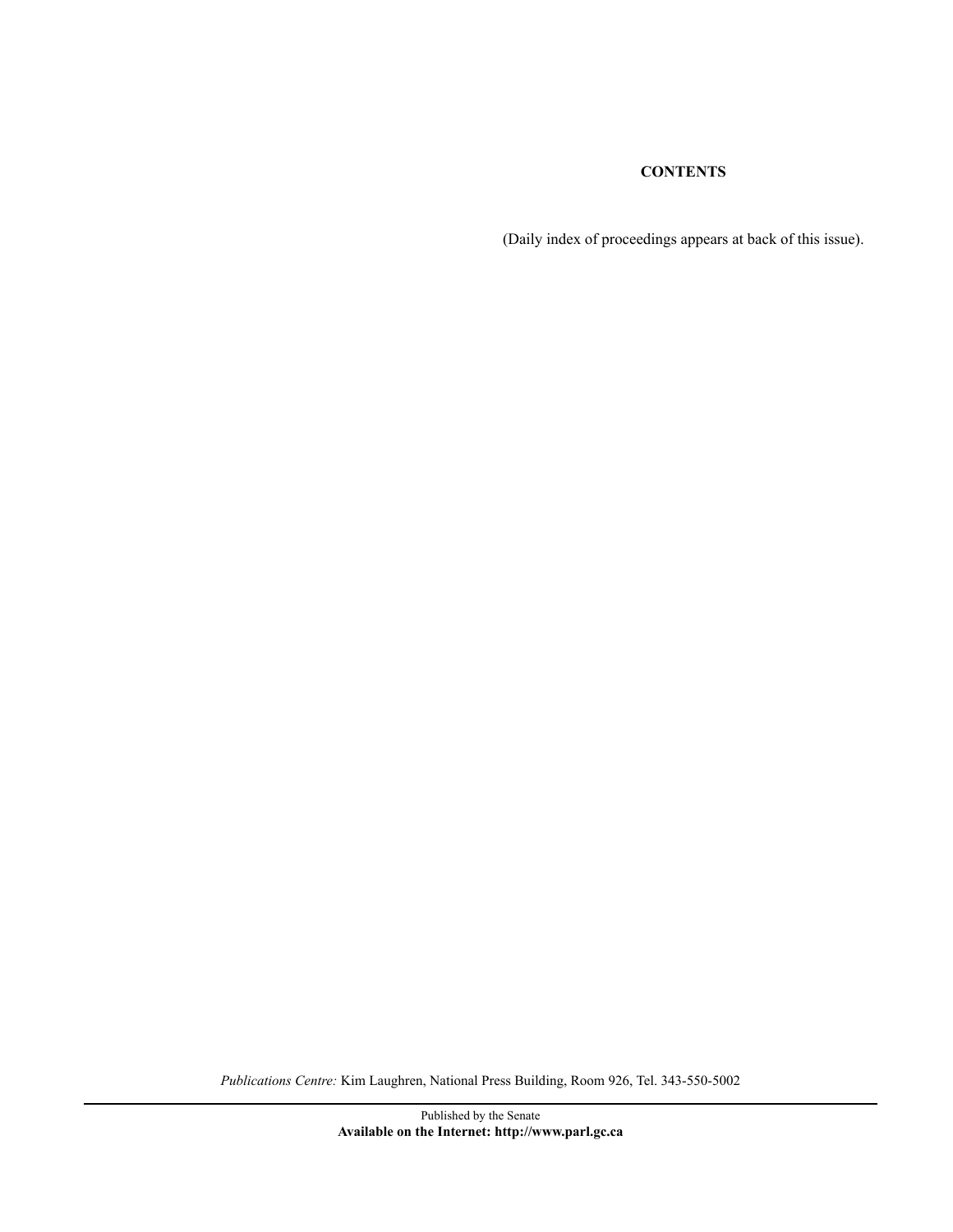**CONTENTS**

(Daily index of proceedings appears at back of this issue).

*Publications Centre:* Kim Laughren, National Press Building, Room 926, Tel. 343-550-5002

---

Published by the Senate

**Available on the Internet: http://www.parl.gc.ca**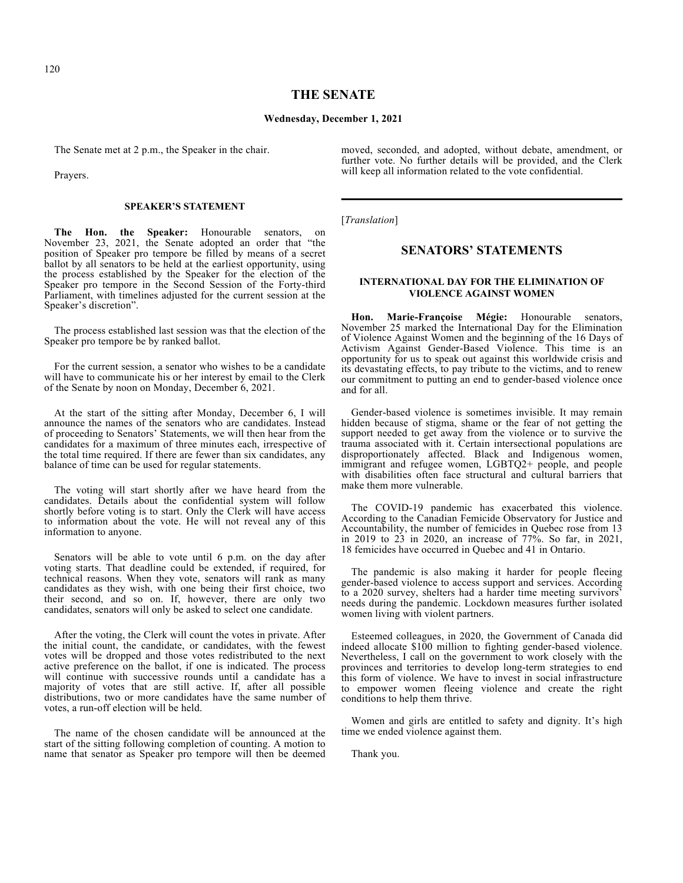# THE SENATE

**Wednesday, December 1, 2021**

The Senate met at 2 p.m., the Speaker in the chair.

Prayers.

## SPEAKER'S STATEMENT

**The Hon. the Speaker:** Honourable senators, on November 23, 2021, the Senate adopted an order that "the position of Speaker pro tempore be filled by means of a secret ballot by all senators to be held at the earliest opportunity, using the process established by the Speaker for the election of the Speaker pro tempore in the Second Session of the Forty-third Parliament, with timelines adjusted for the current session at the Speaker's discretion".

The process established last session was that the election of the Speaker pro tempore be by ranked ballot.

For the current session, a senator who wishes to be a candidate will have to communicate his or her interest by email to the Clerk of the Senate by noon on Monday, December 6, 2021.

At the start of the sitting after Monday, December 6, I will announce the names of the senators who are candidates. Instead of proceeding to Senators' Statements, we will then hear from the candidates for a maximum of three minutes each, irrespective of the total time required. If there are fewer than six candidates, any balance of time can be used for regular statements.

The voting will start shortly after we have heard from the candidates. Details about the confidential system will follow shortly before voting is to start. Only the Clerk will have access to information about the vote. He will not reveal any of this information to anyone.

Senators will be able to vote until 6 p.m. on the day after voting starts. That deadline could be extended, if required, for technical reasons. When they vote, senators will rank as many candidates as they wish, with one being their first choice, two their second, and so on. If, however, there are only two candidates, senators will only be asked to select one candidate.

After the voting, the Clerk will count the votes in private. After the initial count, the candidate, or candidates, with the fewest votes will be dropped and those votes redistributed to the next active preference on the ballot, if one is indicated. The process will continue with successive rounds until a candidate has a majority of votes that are still active. If, after all possible distributions, two or more candidates have the same number of votes, a run-off election will be held.

The name of the chosen candidate will be announced at the start of the sitting following completion of counting. A motion to name that senator as Speaker pro tempore will then be deemed moved, seconded, and adopted, without debate, amendment, or further vote. No further details will be provided, and the Clerk will keep all information related to the vote confidential.

---

[*Translation*]

## SENATORS' STATEMENTS

### INTERNATIONAL DAY FOR THE ELIMINATION OF VIOLENCE AGAINST WOMEN

**Hon. Marie-Françoise Mégie:** Honourable senators, November 25 marked the International Day for the Elimination of Violence Against Women and the beginning of the 16 Days of Activism Against Gender-Based Violence. This time is an opportunity for us to speak out against this worldwide crisis and its devastating effects, to pay tribute to the victims, and to renew our commitment to putting an end to gender-based violence once and for all.

Gender-based violence is sometimes invisible. It may remain hidden because of stigma, shame or the fear of not getting the support needed to get away from the violence or to survive the trauma associated with it. Certain intersectional populations are disproportionately affected. Black and Indigenous women, immigrant and refugee women, LGBTQ2+ people, and people with disabilities often face structural and cultural barriers that make them more vulnerable.

The COVID-19 pandemic has exacerbated this violence. According to the Canadian Femicide Observatory for Justice and Accountability, the number of femicides in Quebec rose from 13 in 2019 to 23 in 2020, an increase of 77%. So far, in 2021, 18 femicides have occurred in Quebec and 41 in Ontario.

The pandemic is also making it harder for people fleeing gender-based violence to access support and services. According to a 2020 survey, shelters had a harder time meeting survivors' needs during the pandemic. Lockdown measures further isolated women living with violent partners.

Esteemed colleagues, in 2020, the Government of Canada did indeed allocate $100 million to fighting gender-based violence. Nevertheless, I call on the government to work closely with the provinces and territories to develop long-term strategies to end this form of violence. We have to invest in social infrastructure to empower women fleeing violence and create the right conditions to help them thrive.

Women and girls are entitled to safety and dignity. It's high time we ended violence against them.

Thank you.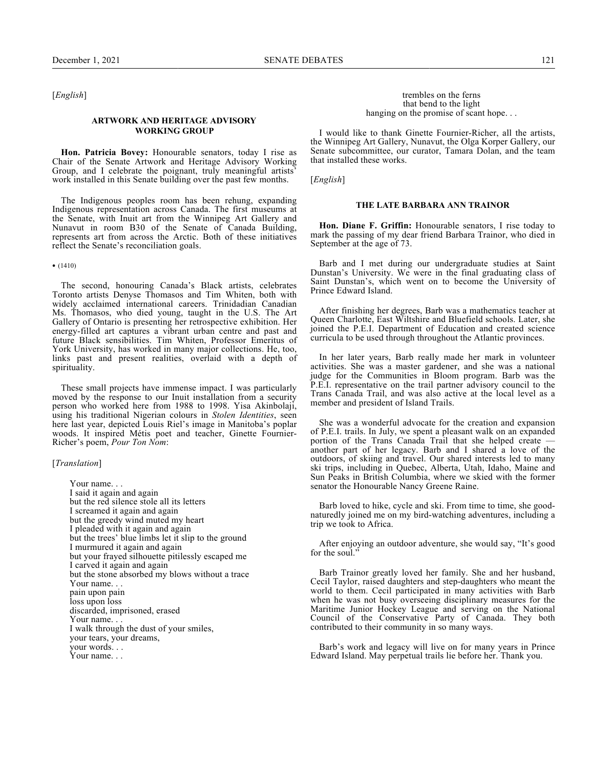[*English*]

### ARTWORK AND HERITAGE ADVISORY WORKING GROUP

**Hon. Patricia Bovey:** Honourable senators, today I rise as Chair of the Senate Artwork and Heritage Advisory Working Group, and I celebrate the poignant, truly meaningful artists' work installed in this Senate building over the past few months.

The Indigenous peoples room has been rehung, expanding Indigenous representation across Canada. The first museums at the Senate, with Inuit art from the Winnipeg Art Gallery and Nunavut in room B30 of the Senate of Canada Building, represents art from across the Arctic. Both of these initiatives reflect the Senate's reconciliation goals.

• (1410)

The second, honouring Canada's Black artists, celebrates Toronto artists Denyse Thomasos and Tim Whiten, both with widely acclaimed international careers. Trinidadian Canadian Ms. Thomasos, who died young, taught in the U.S. The Art Gallery of Ontario is presenting her retrospective exhibition. Her energy-filled art captures a vibrant urban centre and past and future Black sensibilities. Tim Whiten, Professor Emeritus of York University, has worked in many major collections. He, too, links past and present realities, overlaid with a depth of spirituality.

These small projects have immense impact. I was particularly moved by the response to our Inuit installation from a security person who worked here from 1988 to 1998. Yisa Akinbolaji, using his traditional Nigerian colours in *Stolen Identities*, seen here last year, depicted Louis Riel's image in Manitoba's poplar woods. It inspired Métis poet and teacher, Ginette Fournier-Richer's poem, *Pour Ton Nom*:

[*Translation*]

> Your name. . .
> I said it again and again
> but the red silence stole all its letters
> I screamed it again and again
> but the greedy wind muted my heart
> I pleaded with it again and again
> but the trees' blue limbs let it slip to the ground
> I murmured it again and again
> but your frayed silhouette pitilessly escaped me
> I carved it again and again
> but the stone absorbed my blows without a trace
> Your name. . .
> pain upon pain
> loss upon loss
> discarded, imprisoned, erased
> Your name. . .
> I walk through the dust of your smiles,
> your tears, your dreams,
> your words. . .
> Your name. . .
> trembles on the ferns
> that bend to the light
> hanging on the promise of scant hope. . .

I would like to thank Ginette Fournier-Richer, all the artists, the Winnipeg Art Gallery, Nunavut, the Olga Korper Gallery, our Senate subcommittee, our curator, Tamara Dolan, and the team that installed these works.

[*English*]

### THE LATE BARBARA ANN TRAINOR

**Hon. Diane F. Griffin:** Honourable senators, I rise today to mark the passing of my dear friend Barbara Trainor, who died in September at the age of 73.

Barb and I met during our undergraduate studies at Saint Dunstan's University. We were in the final graduating class of Saint Dunstan's, which went on to become the University of Prince Edward Island.

After finishing her degrees, Barb was a mathematics teacher at Queen Charlotte, East Wiltshire and Bluefield schools. Later, she joined the P.E.I. Department of Education and created science curricula to be used through throughout the Atlantic provinces.

In her later years, Barb really made her mark in volunteer activities. She was a master gardener, and she was a national judge for the Communities in Bloom program. Barb was the P.E.I. representative on the trail partner advisory council to the Trans Canada Trail, and was also active at the local level as a member and president of Island Trails.

She was a wonderful advocate for the creation and expansion of P.E.I. trails. In July, we spent a pleasant walk on an expanded portion of the Trans Canada Trail that she helped create — another part of her legacy. Barb and I shared a love of the outdoors, of skiing and travel. Our shared interests led to many ski trips, including in Quebec, Alberta, Utah, Idaho, Maine and Sun Peaks in British Columbia, where we skied with the former senator the Honourable Nancy Greene Raine.

Barb loved to hike, cycle and ski. From time to time, she good-naturedly joined me on my bird-watching adventures, including a trip we took to Africa.

After enjoying an outdoor adventure, she would say, "It's good for the soul."

Barb Trainor greatly loved her family. She and her husband, Cecil Taylor, raised daughters and step-daughters who meant the world to them. Cecil participated in many activities with Barb when he was not busy overseeing disciplinary measures for the Maritime Junior Hockey League and serving on the National Council of the Conservative Party of Canada. They both contributed to their community in so many ways.

Barb's work and legacy will live on for many years in Prince Edward Island. May perpetual trails lie before her. Thank you.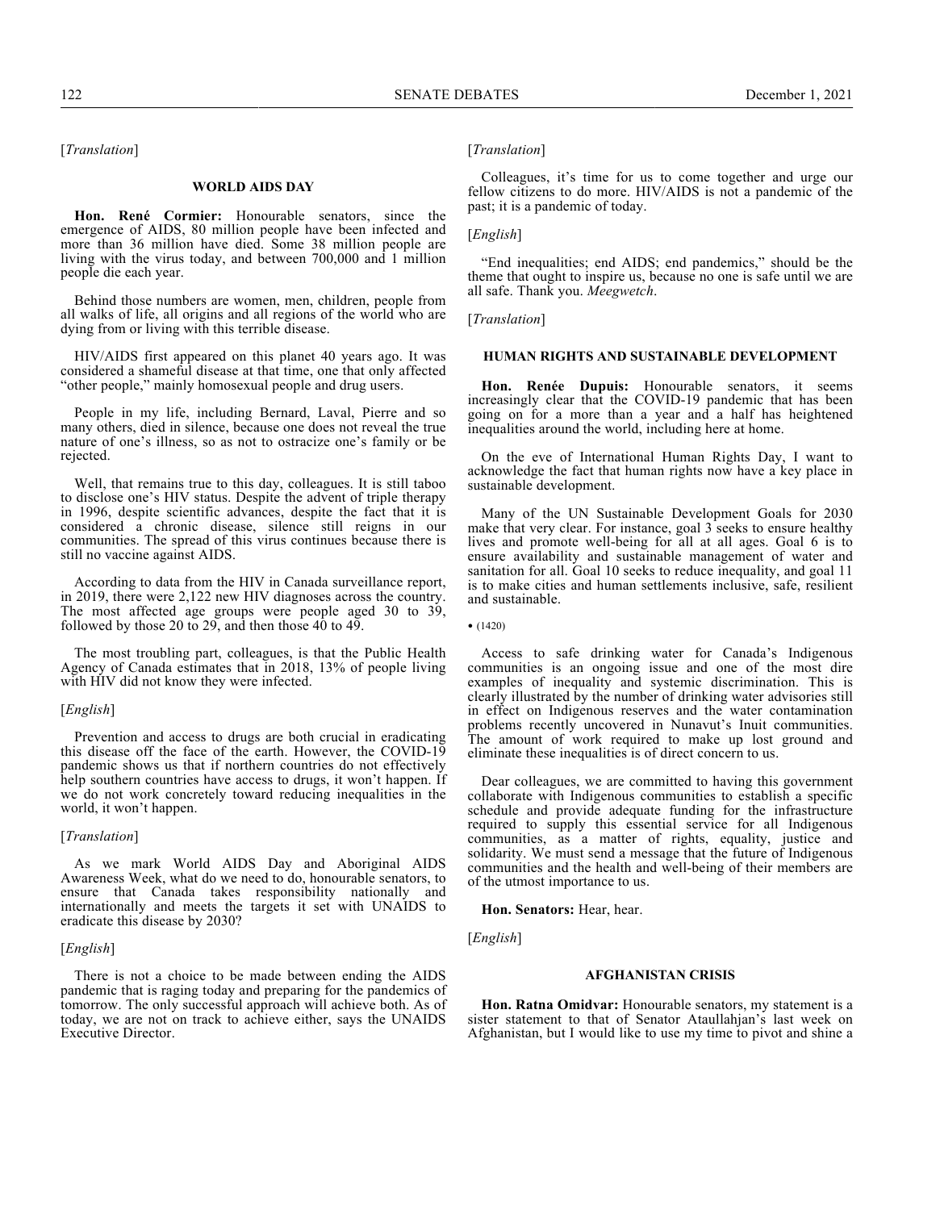[*Translation*]

## WORLD AIDS DAY

**Hon. René Cormier:** Honourable senators, since the emergence of AIDS, 80 million people have been infected and more than 36 million have died. Some 38 million people are living with the virus today, and between 700,000 and 1 million people die each year.

Behind those numbers are women, men, children, people from all walks of life, all origins and all regions of the world who are dying from or living with this terrible disease.

HIV/AIDS first appeared on this planet 40 years ago. It was considered a shameful disease at that time, one that only affected "other people," mainly homosexual people and drug users.

People in my life, including Bernard, Laval, Pierre and so many others, died in silence, because one does not reveal the true nature of one's illness, so as not to ostracize one's family or be rejected.

Well, that remains true to this day, colleagues. It is still taboo to disclose one's HIV status. Despite the advent of triple therapy in 1996, despite scientific advances, despite the fact that it is considered a chronic disease, silence still reigns in our communities. The spread of this virus continues because there is still no vaccine against AIDS.

According to data from the HIV in Canada surveillance report, in 2019, there were 2,122 new HIV diagnoses across the country. The most affected age groups were people aged 30 to 39, followed by those 20 to 29, and then those 40 to 49.

The most troubling part, colleagues, is that the Public Health Agency of Canada estimates that in 2018, 13% of people living with HIV did not know they were infected.

[*English*]

Prevention and access to drugs are both crucial in eradicating this disease off the face of the earth. However, the COVID-19 pandemic shows us that if northern countries do not effectively help southern countries have access to drugs, it won't happen. If we do not work concretely toward reducing inequalities in the world, it won't happen.

[*Translation*]

As we mark World AIDS Day and Aboriginal AIDS Awareness Week, what do we need to do, honourable senators, to ensure that Canada takes responsibility nationally and internationally and meets the targets it set with UNAIDS to eradicate this disease by 2030?

[*English*]

There is not a choice to be made between ending the AIDS pandemic that is raging today and preparing for the pandemics of tomorrow. The only successful approach will achieve both. As of today, we are not on track to achieve either, says the UNAIDS Executive Director.

[*Translation*]

Colleagues, it's time for us to come together and urge our fellow citizens to do more. HIV/AIDS is not a pandemic of the past; it is a pandemic of today.

[*English*]

"End inequalities; end AIDS; end pandemics," should be the theme that ought to inspire us, because no one is safe until we are all safe. Thank you. *Meegwetch*.

[*Translation*]

## HUMAN RIGHTS AND SUSTAINABLE DEVELOPMENT

**Hon. Renée Dupuis:** Honourable senators, it seems increasingly clear that the COVID-19 pandemic that has been going on for a more than a year and a half has heightened inequalities around the world, including here at home.

On the eve of International Human Rights Day, I want to acknowledge the fact that human rights now have a key place in sustainable development.

Many of the UN Sustainable Development Goals for 2030 make that very clear. For instance, goal 3 seeks to ensure healthy lives and promote well-being for all at all ages. Goal 6 is to ensure availability and sustainable management of water and sanitation for all. Goal 10 seeks to reduce inequality, and goal 11 is to make cities and human settlements inclusive, safe, resilient and sustainable.

• (1420)

Access to safe drinking water for Canada's Indigenous communities is an ongoing issue and one of the most dire examples of inequality and systemic discrimination. This is clearly illustrated by the number of drinking water advisories still in effect on Indigenous reserves and the water contamination problems recently uncovered in Nunavut's Inuit communities. The amount of work required to make up lost ground and eliminate these inequalities is of direct concern to us.

Dear colleagues, we are committed to having this government collaborate with Indigenous communities to establish a specific schedule and provide adequate funding for the infrastructure required to supply this essential service for all Indigenous communities, as a matter of rights, equality, justice and solidarity. We must send a message that the future of Indigenous communities and the health and well-being of their members are of the utmost importance to us.

**Hon. Senators:** Hear, hear.

[*English*]

## AFGHANISTAN CRISIS

**Hon. Ratna Omidvar:** Honourable senators, my statement is a sister statement to that of Senator Ataullahjan's last week on Afghanistan, but I would like to use my time to pivot and shine a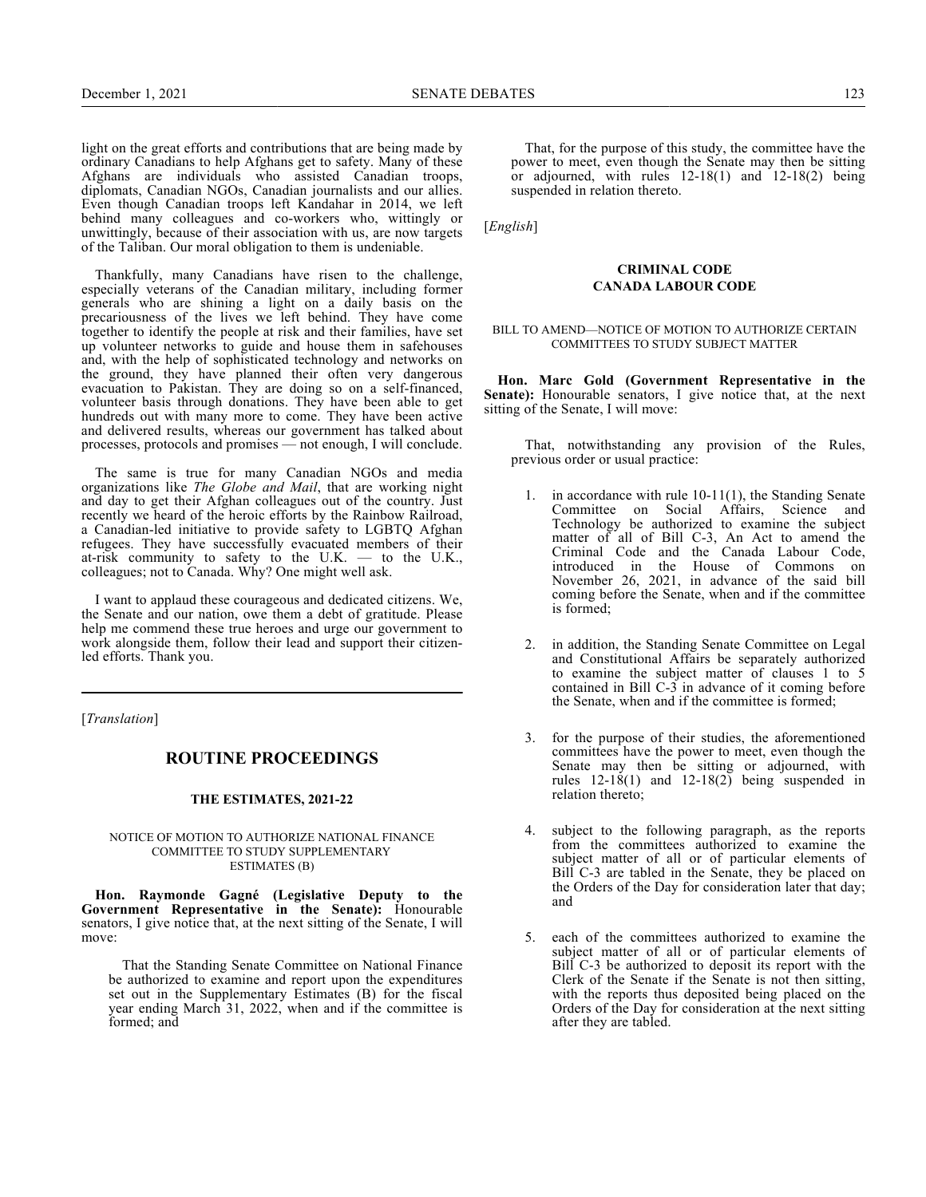light on the great efforts and contributions that are being made by ordinary Canadians to help Afghans get to safety. Many of these Afghans are individuals who assisted Canadian troops, diplomats, Canadian NGOs, Canadian journalists and our allies. Even though Canadian troops left Kandahar in 2014, we left behind many colleagues and co-workers who, wittingly or unwittingly, because of their association with us, are now targets of the Taliban. Our moral obligation to them is undeniable.

Thankfully, many Canadians have risen to the challenge, especially veterans of the Canadian military, including former generals who are shining a light on a daily basis on the precariousness of the lives we left behind. They have come together to identify the people at risk and their families, have set up volunteer networks to guide and house them in safehouses and, with the help of sophisticated technology and networks on the ground, they have planned their often very dangerous evacuation to Pakistan. They are doing so on a self-financed, volunteer basis through donations. They have been able to get hundreds out with many more to come. They have been active and delivered results, whereas our government has talked about processes, protocols and promises — not enough, I will conclude.

The same is true for many Canadian NGOs and media organizations like *The Globe and Mail*, that are working night and day to get their Afghan colleagues out of the country. Just recently we heard of the heroic efforts by the Rainbow Railroad, a Canadian-led initiative to provide safety to LGBTQ Afghan refugees. They have successfully evacuated members of their at-risk community to safety to the U.K. — to the U.K., colleagues; not to Canada. Why? One might well ask.

I want to applaud these courageous and dedicated citizens. We, the Senate and our nation, owe them a debt of gratitude. Please help me commend these true heroes and urge our government to work alongside them, follow their lead and support their citizen-led efforts. Thank you.

---

[*Translation*]

## ROUTINE PROCEEDINGS

### THE ESTIMATES, 2021-22

#### NOTICE OF MOTION TO AUTHORIZE NATIONAL FINANCE COMMITTEE TO STUDY SUPPLEMENTARY ESTIMATES (B)

**Hon. Raymonde Gagné (Legislative Deputy to the Government Representative in the Senate):** Honourable senators, I give notice that, at the next sitting of the Senate, I will move:

> That the Standing Senate Committee on National Finance be authorized to examine and report upon the expenditures set out in the Supplementary Estimates (B) for the fiscal year ending March 31, 2022, when and if the committee is formed; and
>
> That, for the purpose of this study, the committee have the power to meet, even though the Senate may then be sitting or adjourned, with rules 12-18(1) and 12-18(2) being suspended in relation thereto.

[*English*]

### CRIMINAL CODE
### CANADA LABOUR CODE

#### BILL TO AMEND—NOTICE OF MOTION TO AUTHORIZE CERTAIN COMMITTEES TO STUDY SUBJECT MATTER

**Hon. Marc Gold (Government Representative in the Senate):** Honourable senators, I give notice that, at the next sitting of the Senate, I will move:

> That, notwithstanding any provision of the Rules, previous order or usual practice:
>
> 1. in accordance with rule 10-11(1), the Standing Senate Committee on Social Affairs, Science and Technology be authorized to examine the subject matter of all of Bill C-3, An Act to amend the Criminal Code and the Canada Labour Code, introduced in the House of Commons on November 26, 2021, in advance of the said bill coming before the Senate, when and if the committee is formed;
> 2. in addition, the Standing Senate Committee on Legal and Constitutional Affairs be separately authorized to examine the subject matter of clauses 1 to 5 contained in Bill C-3 in advance of it coming before the Senate, when and if the committee is formed;
> 3. for the purpose of their studies, the aforementioned committees have the power to meet, even though the Senate may then be sitting or adjourned, with rules 12-18(1) and 12-18(2) being suspended in relation thereto;
> 4. subject to the following paragraph, as the reports from the committees authorized to examine the subject matter of all or of particular elements of Bill C-3 are tabled in the Senate, they be placed on the Orders of the Day for consideration later that day; and
> 5. each of the committees authorized to examine the subject matter of all or of particular elements of Bill C-3 be authorized to deposit its report with the Clerk of the Senate if the Senate is not then sitting, with the reports thus deposited being placed on the Orders of the Day for consideration at the next sitting after they are tabled.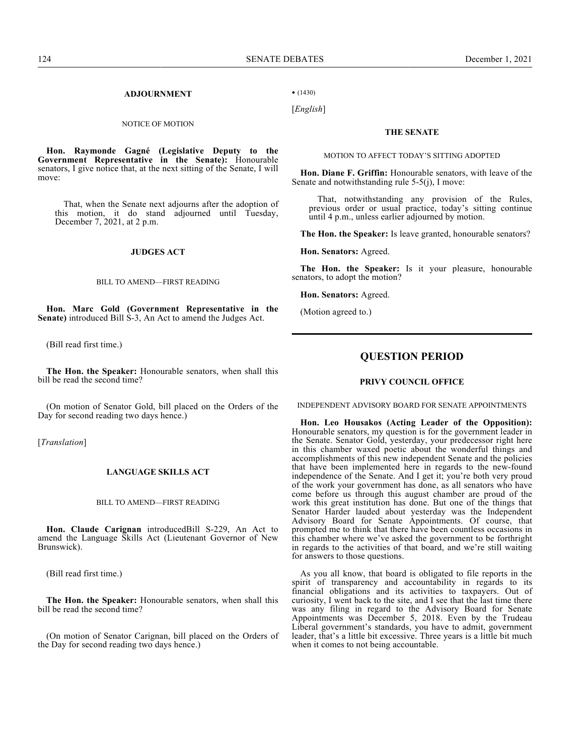## ADJOURNMENT

NOTICE OF MOTION

**Hon. Raymonde Gagné (Legislative Deputy to the Government Representative in the Senate):** Honourable senators, I give notice that, at the next sitting of the Senate, I will move:

> That, when the Senate next adjourns after the adoption of this motion, it do stand adjourned until Tuesday, December 7, 2021, at 2 p.m.

## JUDGES ACT

BILL TO AMEND—FIRST READING

**Hon. Marc Gold (Government Representative in the Senate)** introduced Bill S-3, An Act to amend the Judges Act.

(Bill read first time.)

**The Hon. the Speaker:** Honourable senators, when shall this bill be read the second time?

(On motion of Senator Gold, bill placed on the Orders of the Day for second reading two days hence.)

[*Translation*]

## LANGUAGE SKILLS ACT

BILL TO AMEND—FIRST READING

**Hon. Claude Carignan** introducedBill S-229, An Act to amend the Language Skills Act (Lieutenant Governor of New Brunswick).

(Bill read first time.)

**The Hon. the Speaker:** Honourable senators, when shall this bill be read the second time?

(On motion of Senator Carignan, bill placed on the Orders of the Day for second reading two days hence.)

• (1430)

[*English*]

## THE SENATE

MOTION TO AFFECT TODAY'S SITTING ADOPTED

**Hon. Diane F. Griffin:** Honourable senators, with leave of the Senate and notwithstanding rule 5-5(j), I move:

> That, notwithstanding any provision of the Rules, previous order or usual practice, today's sitting continue until 4 p.m., unless earlier adjourned by motion.

**The Hon. the Speaker:** Is leave granted, honourable senators?

**Hon. Senators:** Agreed.

**The Hon. the Speaker:** Is it your pleasure, honourable senators, to adopt the motion?

**Hon. Senators:** Agreed.

(Motion agreed to.)

# QUESTION PERIOD

## PRIVY COUNCIL OFFICE

INDEPENDENT ADVISORY BOARD FOR SENATE APPOINTMENTS

**Hon. Leo Housakos (Acting Leader of the Opposition):** Honourable senators, my question is for the government leader in the Senate. Senator Gold, yesterday, your predecessor right here in this chamber waxed poetic about the wonderful things and accomplishments of this new independent Senate and the policies that have been implemented here in regards to the new-found independence of the Senate. And I get it; you're both very proud of the work your government has done, as all senators who have come before us through this august chamber are proud of the work this great institution has done. But one of the things that Senator Harder lauded about yesterday was the Independent Advisory Board for Senate Appointments. Of course, that prompted me to think that there have been countless occasions in this chamber where we've asked the government to be forthright in regards to the activities of that board, and we're still waiting for answers to those questions.

As you all know, that board is obligated to file reports in the spirit of transparency and accountability in regards to its financial obligations and its activities to taxpayers. Out of curiosity, I went back to the site, and I see that the last time there was any filing in regard to the Advisory Board for Senate Appointments was December 5, 2018. Even by the Trudeau Liberal government's standards, you have to admit, government leader, that's a little bit excessive. Three years is a little bit much when it comes to not being accountable.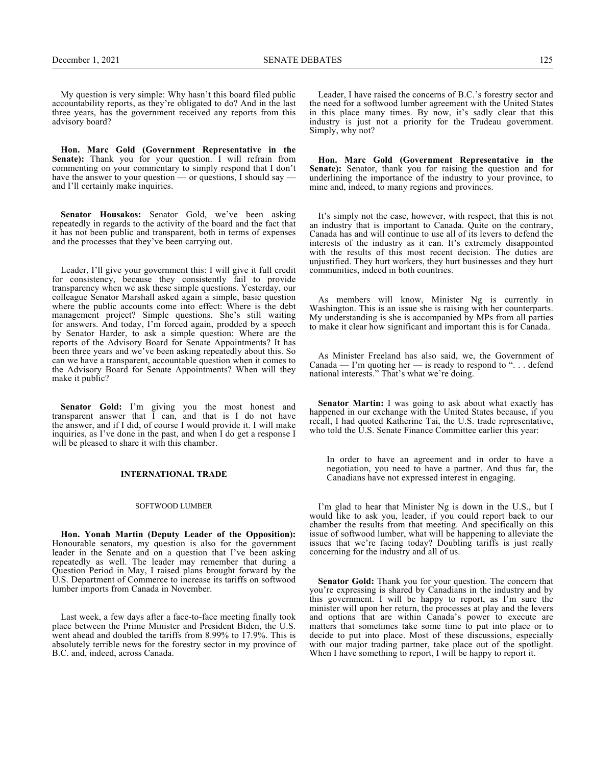My question is very simple: Why hasn't this board filed public accountability reports, as they're obligated to do? And in the last three years, has the government received any reports from this advisory board?

**Hon. Marc Gold (Government Representative in the Senate):** Thank you for your question. I will refrain from commenting on your commentary to simply respond that I don't have the answer to your question — or questions, I should say — and I'll certainly make inquiries.

**Senator Housakos:** Senator Gold, we've been asking repeatedly in regards to the activity of the board and the fact that it has not been public and transparent, both in terms of expenses and the processes that they've been carrying out.

Leader, I'll give your government this: I will give it full credit for consistency, because they consistently fail to provide transparency when we ask these simple questions. Yesterday, our colleague Senator Marshall asked again a simple, basic question where the public accounts come into effect: Where is the debt management project? Simple questions. She's still waiting for answers. And today, I'm forced again, prodded by a speech by Senator Harder, to ask a simple question: Where are the reports of the Advisory Board for Senate Appointments? It has been three years and we've been asking repeatedly about this. So can we have a transparent, accountable question when it comes to the Advisory Board for Senate Appointments? When will they make it public?

**Senator Gold:** I'm giving you the most honest and transparent answer that I can, and that is I do not have the answer, and if I did, of course I would provide it. I will make inquiries, as I've done in the past, and when I do get a response I will be pleased to share it with this chamber.

## INTERNATIONAL TRADE

### SOFTWOOD LUMBER

**Hon. Yonah Martin (Deputy Leader of the Opposition):** Honourable senators, my question is also for the government leader in the Senate and on a question that I've been asking repeatedly as well. The leader may remember that during a Question Period in May, I raised plans brought forward by the U.S. Department of Commerce to increase its tariffs on softwood lumber imports from Canada in November.

Last week, a few days after a face-to-face meeting finally took place between the Prime Minister and President Biden, the U.S. went ahead and doubled the tariffs from 8.99% to 17.9%. This is absolutely terrible news for the forestry sector in my province of B.C. and, indeed, across Canada.

Leader, I have raised the concerns of B.C.'s forestry sector and the need for a softwood lumber agreement with the United States in this place many times. By now, it's sadly clear that this industry is just not a priority for the Trudeau government. Simply, why not?

**Hon. Marc Gold (Government Representative in the Senate):** Senator, thank you for raising the question and for underlining the importance of the industry to your province, to mine and, indeed, to many regions and provinces.

It's simply not the case, however, with respect, that this is not an industry that is important to Canada. Quite on the contrary, Canada has and will continue to use all of its levers to defend the interests of the industry as it can. It's extremely disappointed with the results of this most recent decision. The duties are unjustified. They hurt workers, they hurt businesses and they hurt communities, indeed in both countries.

As members will know, Minister Ng is currently in Washington. This is an issue she is raising with her counterparts. My understanding is she is accompanied by MPs from all parties to make it clear how significant and important this is for Canada.

As Minister Freeland has also said, we, the Government of Canada — I'm quoting her — is ready to respond to ". . . defend national interests." That's what we're doing.

**Senator Martin:** I was going to ask about what exactly has happened in our exchange with the United States because, if you recall, I had quoted Katherine Tai, the U.S. trade representative, who told the U.S. Senate Finance Committee earlier this year:

> In order to have an agreement and in order to have a negotiation, you need to have a partner. And thus far, the Canadians have not expressed interest in engaging.

I'm glad to hear that Minister Ng is down in the U.S., but I would like to ask you, leader, if you could report back to our chamber the results from that meeting. And specifically on this issue of softwood lumber, what will be happening to alleviate the issues that we're facing today? Doubling tariffs is just really concerning for the industry and all of us.

**Senator Gold:** Thank you for your question. The concern that you're expressing is shared by Canadians in the industry and by this government. I will be happy to report, as I'm sure the minister will upon her return, the processes at play and the levers and options that are within Canada's power to execute are matters that sometimes take some time to put into place or to decide to put into place. Most of these discussions, especially with our major trading partner, take place out of the spotlight. When I have something to report, I will be happy to report it.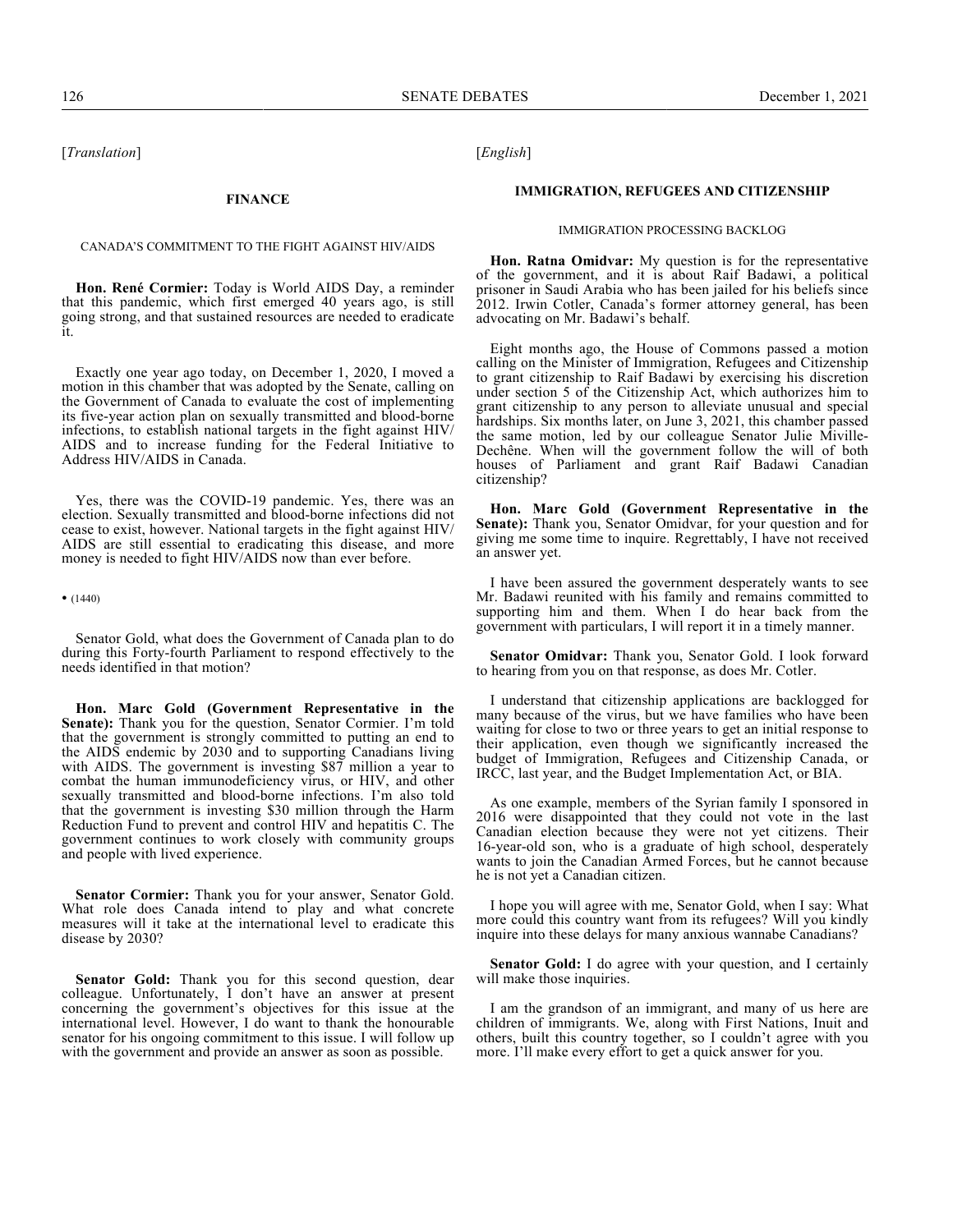[*Translation*]

## FINANCE

### CANADA'S COMMITMENT TO THE FIGHT AGAINST HIV/AIDS

**Hon. René Cormier:** Today is World AIDS Day, a reminder that this pandemic, which first emerged 40 years ago, is still going strong, and that sustained resources are needed to eradicate it.

Exactly one year ago today, on December 1, 2020, I moved a motion in this chamber that was adopted by the Senate, calling on the Government of Canada to evaluate the cost of implementing its five-year action plan on sexually transmitted and blood-borne infections, to establish national targets in the fight against HIV/AIDS and to increase funding for the Federal Initiative to Address HIV/AIDS in Canada.

Yes, there was the COVID-19 pandemic. Yes, there was an election. Sexually transmitted and blood-borne infections did not cease to exist, however. National targets in the fight against HIV/AIDS are still essential to eradicating this disease, and more money is needed to fight HIV/AIDS now than ever before.

• (1440)

Senator Gold, what does the Government of Canada plan to do during this Forty-fourth Parliament to respond effectively to the needs identified in that motion?

**Hon. Marc Gold (Government Representative in the Senate):** Thank you for the question, Senator Cormier. I'm told that the government is strongly committed to putting an end to the AIDS endemic by 2030 and to supporting Canadians living with AIDS. The government is investing $87 million a year to combat the human immunodeficiency virus, or HIV, and other sexually transmitted and blood-borne infections. I'm also told that the government is investing $30 million through the Harm Reduction Fund to prevent and control HIV and hepatitis C. The government continues to work closely with community groups and people with lived experience.

**Senator Cormier:** Thank you for your answer, Senator Gold. What role does Canada intend to play and what concrete measures will it take at the international level to eradicate this disease by 2030?

**Senator Gold:** Thank you for this second question, dear colleague. Unfortunately, I don't have an answer at present concerning the government's objectives for this issue at the international level. However, I do want to thank the honourable senator for his ongoing commitment to this issue. I will follow up with the government and provide an answer as soon as possible.

[*English*]

## IMMIGRATION, REFUGEES AND CITIZENSHIP

### IMMIGRATION PROCESSING BACKLOG

**Hon. Ratna Omidvar:** My question is for the representative of the government, and it is about Raif Badawi, a political prisoner in Saudi Arabia who has been jailed for his beliefs since 2012. Irwin Cotler, Canada's former attorney general, has been advocating on Mr. Badawi's behalf.

Eight months ago, the House of Commons passed a motion calling on the Minister of Immigration, Refugees and Citizenship to grant citizenship to Raif Badawi by exercising his discretion under section 5 of the Citizenship Act, which authorizes him to grant citizenship to any person to alleviate unusual and special hardships. Six months later, on June 3, 2021, this chamber passed the same motion, led by our colleague Senator Julie Miville-Dechêne. When will the government follow the will of both houses of Parliament and grant Raif Badawi Canadian citizenship?

**Hon. Marc Gold (Government Representative in the Senate):** Thank you, Senator Omidvar, for your question and for giving me some time to inquire. Regrettably, I have not received an answer yet.

I have been assured the government desperately wants to see Mr. Badawi reunited with his family and remains committed to supporting him and them. When I do hear back from the government with particulars, I will report it in a timely manner.

**Senator Omidvar:** Thank you, Senator Gold. I look forward to hearing from you on that response, as does Mr. Cotler.

I understand that citizenship applications are backlogged for many because of the virus, but we have families who have been waiting for close to two or three years to get an initial response to their application, even though we significantly increased the budget of Immigration, Refugees and Citizenship Canada, or IRCC, last year, and the Budget Implementation Act, or BIA.

As one example, members of the Syrian family I sponsored in 2016 were disappointed that they could not vote in the last Canadian election because they were not yet citizens. Their 16-year-old son, who is a graduate of high school, desperately wants to join the Canadian Armed Forces, but he cannot because he is not yet a Canadian citizen.

I hope you will agree with me, Senator Gold, when I say: What more could this country want from its refugees? Will you kindly inquire into these delays for many anxious wannabe Canadians?

**Senator Gold:** I do agree with your question, and I certainly will make those inquiries.

I am the grandson of an immigrant, and many of us here are children of immigrants. We, along with First Nations, Inuit and others, built this country together, so I couldn't agree with you more. I'll make every effort to get a quick answer for you.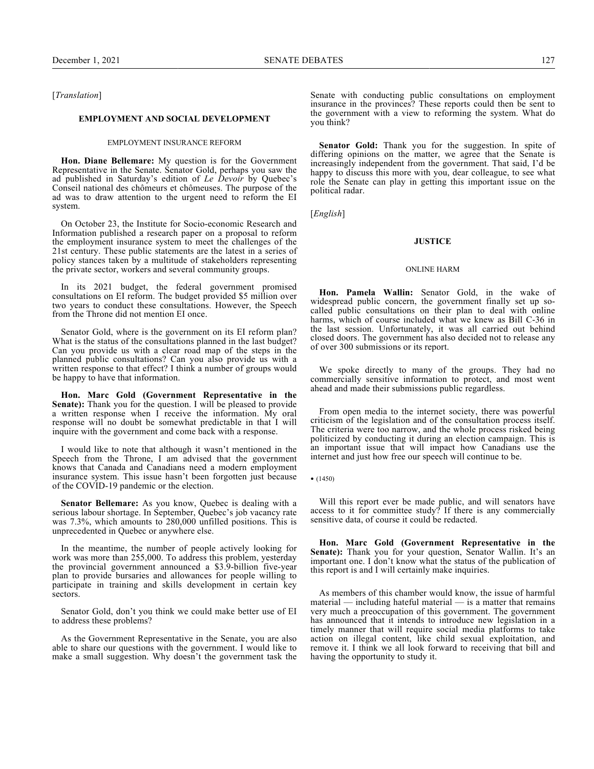[*Translation*]

## EMPLOYMENT AND SOCIAL DEVELOPMENT

### EMPLOYMENT INSURANCE REFORM

**Hon. Diane Bellemare:** My question is for the Government Representative in the Senate. Senator Gold, perhaps you saw the ad published in Saturday's edition of *Le Devoir* by Quebec's Conseil national des chômeurs et chômeuses. The purpose of the ad was to draw attention to the urgent need to reform the EI system.

On October 23, the Institute for Socio-economic Research and Information published a research paper on a proposal to reform the employment insurance system to meet the challenges of the 21st century. These public statements are the latest in a series of policy stances taken by a multitude of stakeholders representing the private sector, workers and several community groups.

In its 2021 budget, the federal government promised consultations on EI reform. The budget provided $5 million over two years to conduct these consultations. However, the Speech from the Throne did not mention EI once.

Senator Gold, where is the government on its EI reform plan? What is the status of the consultations planned in the last budget? Can you provide us with a clear road map of the steps in the planned public consultations? Can you also provide us with a written response to that effect? I think a number of groups would be happy to have that information.

**Hon. Marc Gold (Government Representative in the Senate):** Thank you for the question. I will be pleased to provide a written response when I receive the information. My oral response will no doubt be somewhat predictable in that I will inquire with the government and come back with a response.

I would like to note that although it wasn't mentioned in the Speech from the Throne, I am advised that the government knows that Canada and Canadians need a modern employment insurance system. This issue hasn't been forgotten just because of the COVID-19 pandemic or the election.

**Senator Bellemare:** As you know, Quebec is dealing with a serious labour shortage. In September, Quebec's job vacancy rate was 7.3%, which amounts to 280,000 unfilled positions. This is unprecedented in Quebec or anywhere else.

In the meantime, the number of people actively looking for work was more than 255,000. To address this problem, yesterday the provincial government announced a $3.9-billion five-year plan to provide bursaries and allowances for people willing to participate in training and skills development in certain key sectors.

Senator Gold, don't you think we could make better use of EI to address these problems?

As the Government Representative in the Senate, you are also able to share our questions with the government. I would like to make a small suggestion. Why doesn't the government task the Senate with conducting public consultations on employment insurance in the provinces? These reports could then be sent to the government with a view to reforming the system. What do you think?

**Senator Gold:** Thank you for the suggestion. In spite of differing opinions on the matter, we agree that the Senate is increasingly independent from the government. That said, I'd be happy to discuss this more with you, dear colleague, to see what role the Senate can play in getting this important issue on the political radar.

[*English*]

## JUSTICE

### ONLINE HARM

**Hon. Pamela Wallin:** Senator Gold, in the wake of widespread public concern, the government finally set up so-called public consultations on their plan to deal with online harms, which of course included what we knew as Bill C-36 in the last session. Unfortunately, it was all carried out behind closed doors. The government has also decided not to release any of over 300 submissions or its report.

We spoke directly to many of the groups. They had no commercially sensitive information to protect, and most went ahead and made their submissions public regardless.

From open media to the internet society, there was powerful criticism of the legislation and of the consultation process itself. The criteria were too narrow, and the whole process risked being politicized by conducting it during an election campaign. This is an important issue that will impact how Canadians use the internet and just how free our speech will continue to be.

• (1450)

Will this report ever be made public, and will senators have access to it for committee study? If there is any commercially sensitive data, of course it could be redacted.

**Hon. Marc Gold (Government Representative in the Senate):** Thank you for your question, Senator Wallin. It's an important one. I don't know what the status of the publication of this report is and I will certainly make inquiries.

As members of this chamber would know, the issue of harmful material — including hateful material — is a matter that remains very much a preoccupation of this government. The government has announced that it intends to introduce new legislation in a timely manner that will require social media platforms to take action on illegal content, like child sexual exploitation, and remove it. I think we all look forward to receiving that bill and having the opportunity to study it.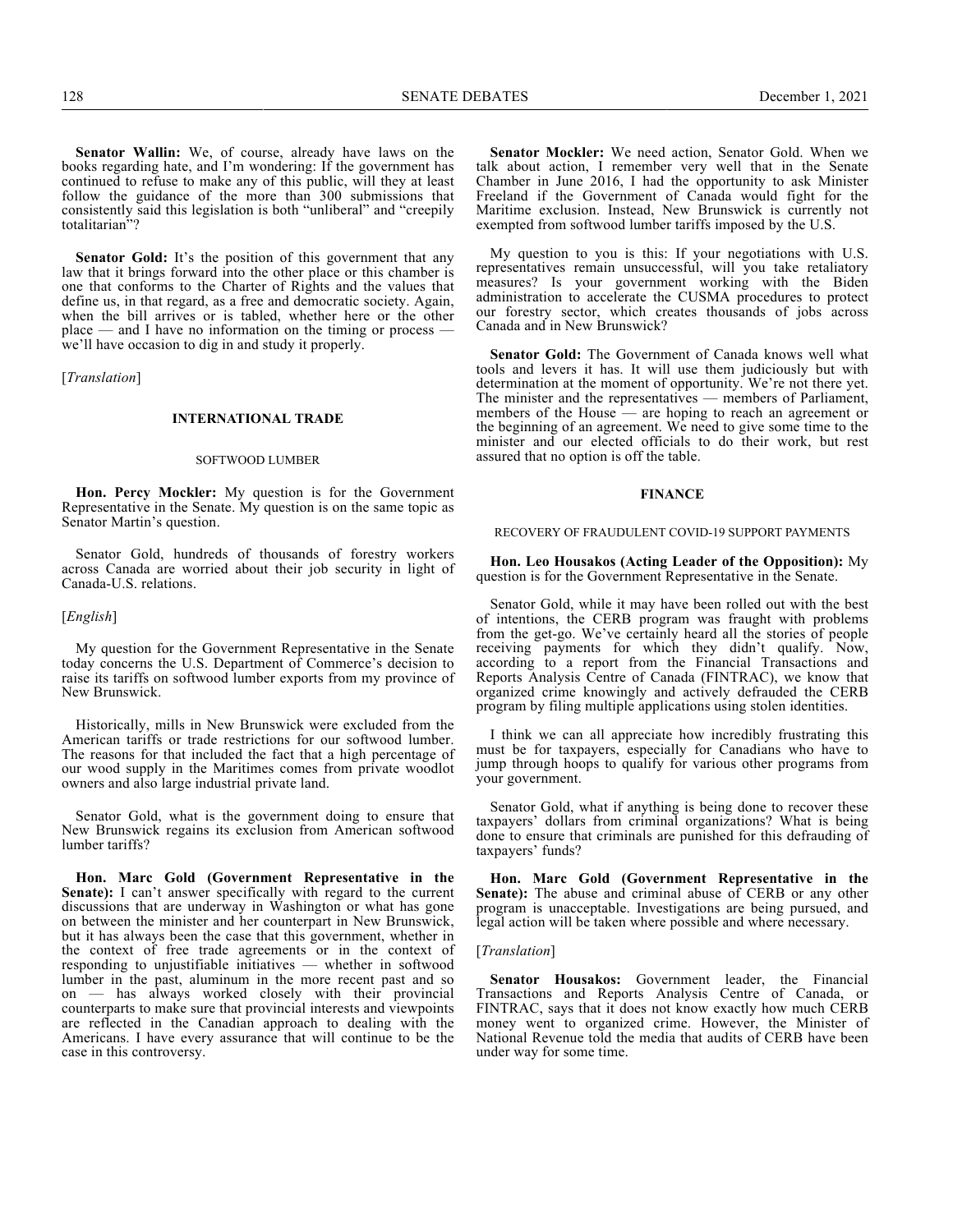**Senator Wallin:** We, of course, already have laws on the books regarding hate, and I'm wondering: If the government has continued to refuse to make any of this public, will they at least follow the guidance of the more than 300 submissions that consistently said this legislation is both "unliberal" and "creepily totalitarian"?

**Senator Gold:** It's the position of this government that any law that it brings forward into the other place or this chamber is one that conforms to the Charter of Rights and the values that define us, in that regard, as a free and democratic society. Again, when the bill arrives or is tabled, whether here or the other place — and I have no information on the timing or process — we'll have occasion to dig in and study it properly.

[*Translation*]

## INTERNATIONAL TRADE

### SOFTWOOD LUMBER

**Hon. Percy Mockler:** My question is for the Government Representative in the Senate. My question is on the same topic as Senator Martin's question.

Senator Gold, hundreds of thousands of forestry workers across Canada are worried about their job security in light of Canada-U.S. relations.

[*English*]

My question for the Government Representative in the Senate today concerns the U.S. Department of Commerce's decision to raise its tariffs on softwood lumber exports from my province of New Brunswick.

Historically, mills in New Brunswick were excluded from the American tariffs or trade restrictions for our softwood lumber. The reasons for that included the fact that a high percentage of our wood supply in the Maritimes comes from private woodlot owners and also large industrial private land.

Senator Gold, what is the government doing to ensure that New Brunswick regains its exclusion from American softwood lumber tariffs?

**Hon. Marc Gold (Government Representative in the Senate):** I can't answer specifically with regard to the current discussions that are underway in Washington or what has gone on between the minister and her counterpart in New Brunswick, but it has always been the case that this government, whether in the context of free trade agreements or in the context of responding to unjustifiable initiatives — whether in softwood lumber in the past, aluminum in the more recent past and so on — has always worked closely with their provincial counterparts to make sure that provincial interests and viewpoints are reflected in the Canadian approach to dealing with the Americans. I have every assurance that will continue to be the case in this controversy.

**Senator Mockler:** We need action, Senator Gold. When we talk about action, I remember very well that in the Senate Chamber in June 2016, I had the opportunity to ask Minister Freeland if the Government of Canada would fight for the Maritime exclusion. Instead, New Brunswick is currently not exempted from softwood lumber tariffs imposed by the U.S.

My question to you is this: If your negotiations with U.S. representatives remain unsuccessful, will you take retaliatory measures? Is your government working with the Biden administration to accelerate the CUSMA procedures to protect our forestry sector, which creates thousands of jobs across Canada and in New Brunswick?

**Senator Gold:** The Government of Canada knows well what tools and levers it has. It will use them judiciously but with determination at the moment of opportunity. We're not there yet. The minister and the representatives — members of Parliament, members of the House — are hoping to reach an agreement or the beginning of an agreement. We need to give some time to the minister and our elected officials to do their work, but rest assured that no option is off the table.

## FINANCE

### RECOVERY OF FRAUDULENT COVID-19 SUPPORT PAYMENTS

**Hon. Leo Housakos (Acting Leader of the Opposition):** My question is for the Government Representative in the Senate.

Senator Gold, while it may have been rolled out with the best of intentions, the CERB program was fraught with problems from the get-go. We've certainly heard all the stories of people receiving payments for which they didn't qualify. Now, according to a report from the Financial Transactions and Reports Analysis Centre of Canada (FINTRAC), we know that organized crime knowingly and actively defrauded the CERB program by filing multiple applications using stolen identities.

I think we can all appreciate how incredibly frustrating this must be for taxpayers, especially for Canadians who have to jump through hoops to qualify for various other programs from your government.

Senator Gold, what if anything is being done to recover these taxpayers' dollars from criminal organizations? What is being done to ensure that criminals are punished for this defrauding of taxpayers' funds?

**Hon. Marc Gold (Government Representative in the Senate):** The abuse and criminal abuse of CERB or any other program is unacceptable. Investigations are being pursued, and legal action will be taken where possible and where necessary.

[*Translation*]

**Senator Housakos:** Government leader, the Financial Transactions and Reports Analysis Centre of Canada, or FINTRAC, says that it does not know exactly how much CERB money went to organized crime. However, the Minister of National Revenue told the media that audits of CERB have been under way for some time.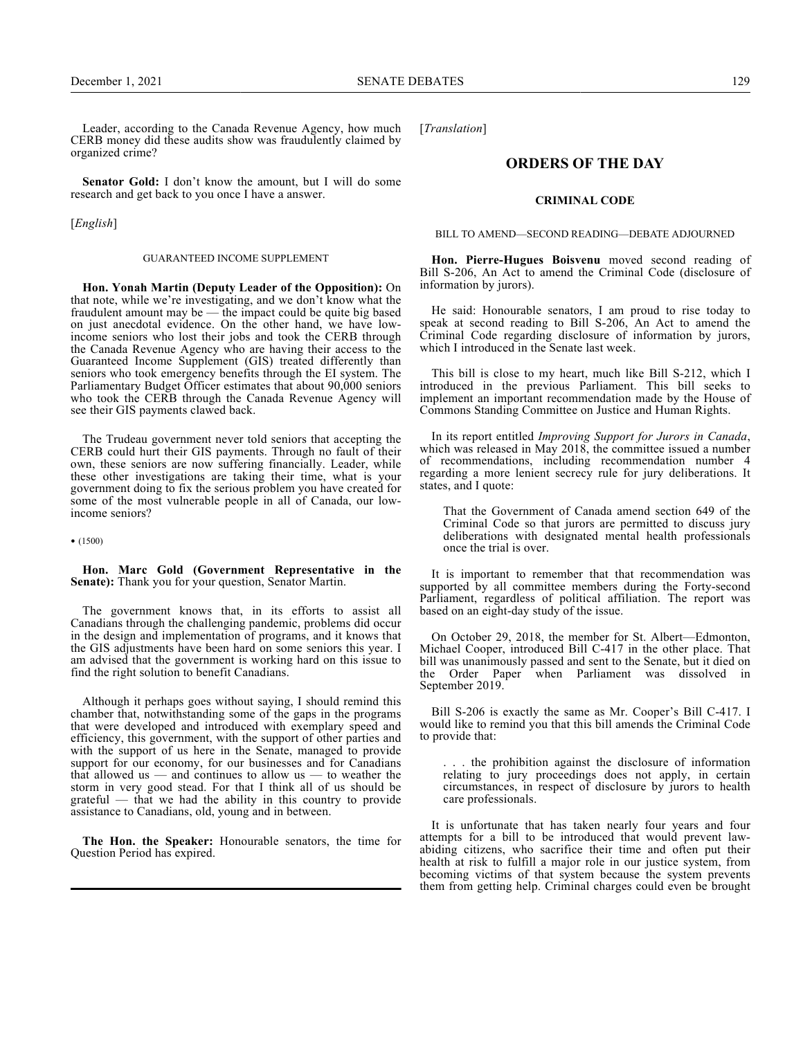Leader, according to the Canada Revenue Agency, how much CERB money did these audits show was fraudulently claimed by organized crime?

**Senator Gold:** I don't know the amount, but I will do some research and get back to you once I have a answer.

[*English*]

#### GUARANTEED INCOME SUPPLEMENT

**Hon. Yonah Martin (Deputy Leader of the Opposition):** On that note, while we're investigating, and we don't know what the fraudulent amount may be — the impact could be quite big based on just anecdotal evidence. On the other hand, we have low-income seniors who lost their jobs and took the CERB through the Canada Revenue Agency who are having their access to the Guaranteed Income Supplement (GIS) treated differently than seniors who took emergency benefits through the EI system. The Parliamentary Budget Officer estimates that about 90,000 seniors who took the CERB through the Canada Revenue Agency will see their GIS payments clawed back.

The Trudeau government never told seniors that accepting the CERB could hurt their GIS payments. Through no fault of their own, these seniors are now suffering financially. Leader, while these other investigations are taking their time, what is your government doing to fix the serious problem you have created for some of the most vulnerable people in all of Canada, our low-income seniors?

• (1500)

**Hon. Marc Gold (Government Representative in the Senate):** Thank you for your question, Senator Martin.

The government knows that, in its efforts to assist all Canadians through the challenging pandemic, problems did occur in the design and implementation of programs, and it knows that the GIS adjustments have been hard on some seniors this year. I am advised that the government is working hard on this issue to find the right solution to benefit Canadians.

Although it perhaps goes without saying, I should remind this chamber that, notwithstanding some of the gaps in the programs that were developed and introduced with exemplary speed and efficiency, this government, with the support of other parties and with the support of us here in the Senate, managed to provide support for our economy, for our businesses and for Canadians that allowed us — and continues to allow us — to weather the storm in very good stead. For that I think all of us should be grateful — that we had the ability in this country to provide assistance to Canadians, old, young and in between.

**The Hon. the Speaker:** Honourable senators, the time for Question Period has expired.

---

[*Translation*]

## ORDERS OF THE DAY

### CRIMINAL CODE

#### BILL TO AMEND—SECOND READING—DEBATE ADJOURNED

**Hon. Pierre-Hugues Boisvenu** moved second reading of Bill S-206, An Act to amend the Criminal Code (disclosure of information by jurors).

He said: Honourable senators, I am proud to rise today to speak at second reading to Bill S-206, An Act to amend the Criminal Code regarding disclosure of information by jurors, which I introduced in the Senate last week.

This bill is close to my heart, much like Bill S-212, which I introduced in the previous Parliament. This bill seeks to implement an important recommendation made by the House of Commons Standing Committee on Justice and Human Rights.

In its report entitled *Improving Support for Jurors in Canada*, which was released in May 2018, the committee issued a number of recommendations, including recommendation number 4 regarding a more lenient secrecy rule for jury deliberations. It states, and I quote:

> That the Government of Canada amend section 649 of the Criminal Code so that jurors are permitted to discuss jury deliberations with designated mental health professionals once the trial is over.

It is important to remember that that recommendation was supported by all committee members during the Forty-second Parliament, regardless of political affiliation. The report was based on an eight-day study of the issue.

On October 29, 2018, the member for St. Albert—Edmonton, Michael Cooper, introduced Bill C-417 in the other place. That bill was unanimously passed and sent to the Senate, but it died on the Order Paper when Parliament was dissolved in September 2019.

Bill S-206 is exactly the same as Mr. Cooper's Bill C-417. I would like to remind you that this bill amends the Criminal Code to provide that:

> . . . the prohibition against the disclosure of information relating to jury proceedings does not apply, in certain circumstances, in respect of disclosure by jurors to health care professionals.

It is unfortunate that has taken nearly four years and four attempts for a bill to be introduced that would prevent law-abiding citizens, who sacrifice their time and often put their health at risk to fulfill a major role in our justice system, from becoming victims of that system because the system prevents them from getting help. Criminal charges could even be brought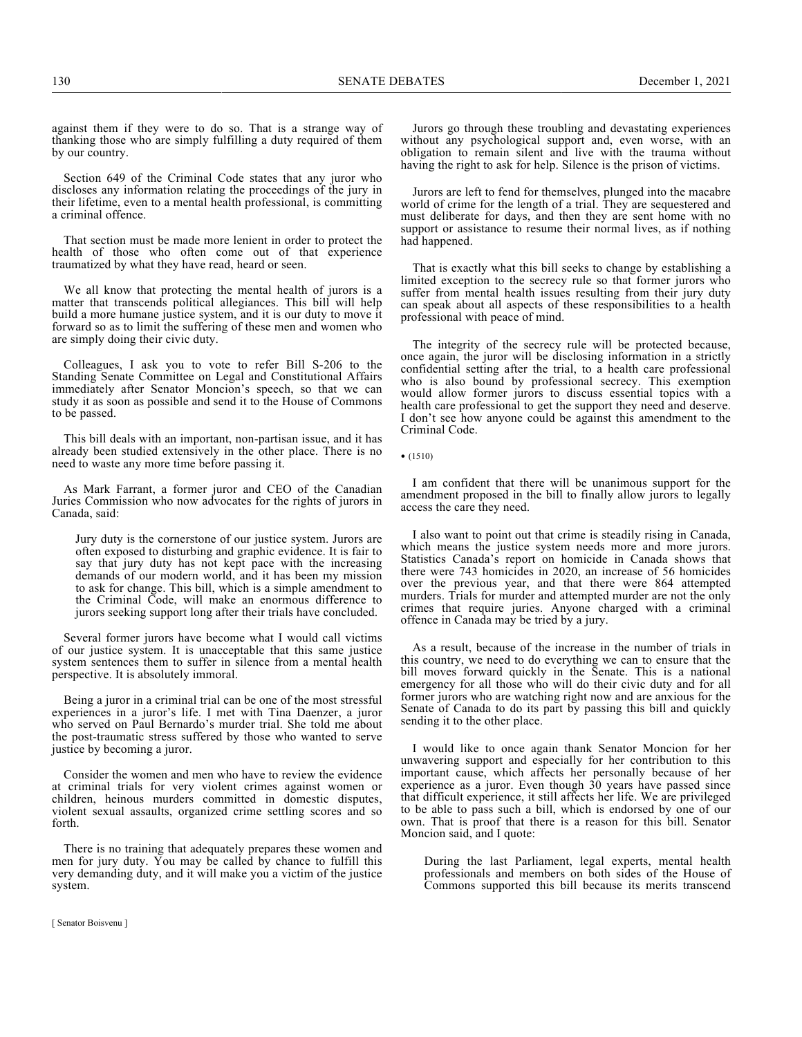against them if they were to do so. That is a strange way of thanking those who are simply fulfilling a duty required of them by our country.

Section 649 of the Criminal Code states that any juror who discloses any information relating the proceedings of the jury in their lifetime, even to a mental health professional, is committing a criminal offence.

That section must be made more lenient in order to protect the health of those who often come out of that experience traumatized by what they have read, heard or seen.

We all know that protecting the mental health of jurors is a matter that transcends political allegiances. This bill will help build a more humane justice system, and it is our duty to move it forward so as to limit the suffering of these men and women who are simply doing their civic duty.

Colleagues, I ask you to vote to refer Bill S-206 to the Standing Senate Committee on Legal and Constitutional Affairs immediately after Senator Moncion's speech, so that we can study it as soon as possible and send it to the House of Commons to be passed.

This bill deals with an important, non-partisan issue, and it has already been studied extensively in the other place. There is no need to waste any more time before passing it.

As Mark Farrant, a former juror and CEO of the Canadian Juries Commission who now advocates for the rights of jurors in Canada, said:

> Jury duty is the cornerstone of our justice system. Jurors are often exposed to disturbing and graphic evidence. It is fair to say that jury duty has not kept pace with the increasing demands of our modern world, and it has been my mission to ask for change. This bill, which is a simple amendment to the Criminal Code, will make an enormous difference to jurors seeking support long after their trials have concluded.

Several former jurors have become what I would call victims of our justice system. It is unacceptable that this same justice system sentences them to suffer in silence from a mental health perspective. It is absolutely immoral.

Being a juror in a criminal trial can be one of the most stressful experiences in a juror's life. I met with Tina Daenzer, a juror who served on Paul Bernardo's murder trial. She told me about the post-traumatic stress suffered by those who wanted to serve justice by becoming a juror.

Consider the women and men who have to review the evidence at criminal trials for very violent crimes against women or children, heinous murders committed in domestic disputes, violent sexual assaults, organized crime settling scores and so forth.

There is no training that adequately prepares these women and men for jury duty. You may be called by chance to fulfill this very demanding duty, and it will make you a victim of the justice system.

Jurors go through these troubling and devastating experiences without any psychological support and, even worse, with an obligation to remain silent and live with the trauma without having the right to ask for help. Silence is the prison of victims.

Jurors are left to fend for themselves, plunged into the macabre world of crime for the length of a trial. They are sequestered and must deliberate for days, and then they are sent home with no support or assistance to resume their normal lives, as if nothing had happened.

That is exactly what this bill seeks to change by establishing a limited exception to the secrecy rule so that former jurors who suffer from mental health issues resulting from their jury duty can speak about all aspects of these responsibilities to a health professional with peace of mind.

The integrity of the secrecy rule will be protected because, once again, the juror will be disclosing information in a strictly confidential setting after the trial, to a health care professional who is also bound by professional secrecy. This exemption would allow former jurors to discuss essential topics with a health care professional to get the support they need and deserve. I don't see how anyone could be against this amendment to the Criminal Code.

• (1510)

I am confident that there will be unanimous support for the amendment proposed in the bill to finally allow jurors to legally access the care they need.

I also want to point out that crime is steadily rising in Canada, which means the justice system needs more and more jurors. Statistics Canada's report on homicide in Canada shows that there were 743 homicides in 2020, an increase of 56 homicides over the previous year, and that there were 864 attempted murders. Trials for murder and attempted murder are not the only crimes that require juries. Anyone charged with a criminal offence in Canada may be tried by a jury.

As a result, because of the increase in the number of trials in this country, we need to do everything we can to ensure that the bill moves forward quickly in the Senate. This is a national emergency for all those who will do their civic duty and for all former jurors who are watching right now and are anxious for the Senate of Canada to do its part by passing this bill and quickly sending it to the other place.

I would like to once again thank Senator Moncion for her unwavering support and especially for her contribution to this important cause, which affects her personally because of her experience as a juror. Even though 30 years have passed since that difficult experience, it still affects her life. We are privileged to be able to pass such a bill, which is endorsed by one of our own. That is proof that there is a reason for this bill. Senator Moncion said, and I quote:

> During the last Parliament, legal experts, mental health professionals and members on both sides of the House of Commons supported this bill because its merits transcend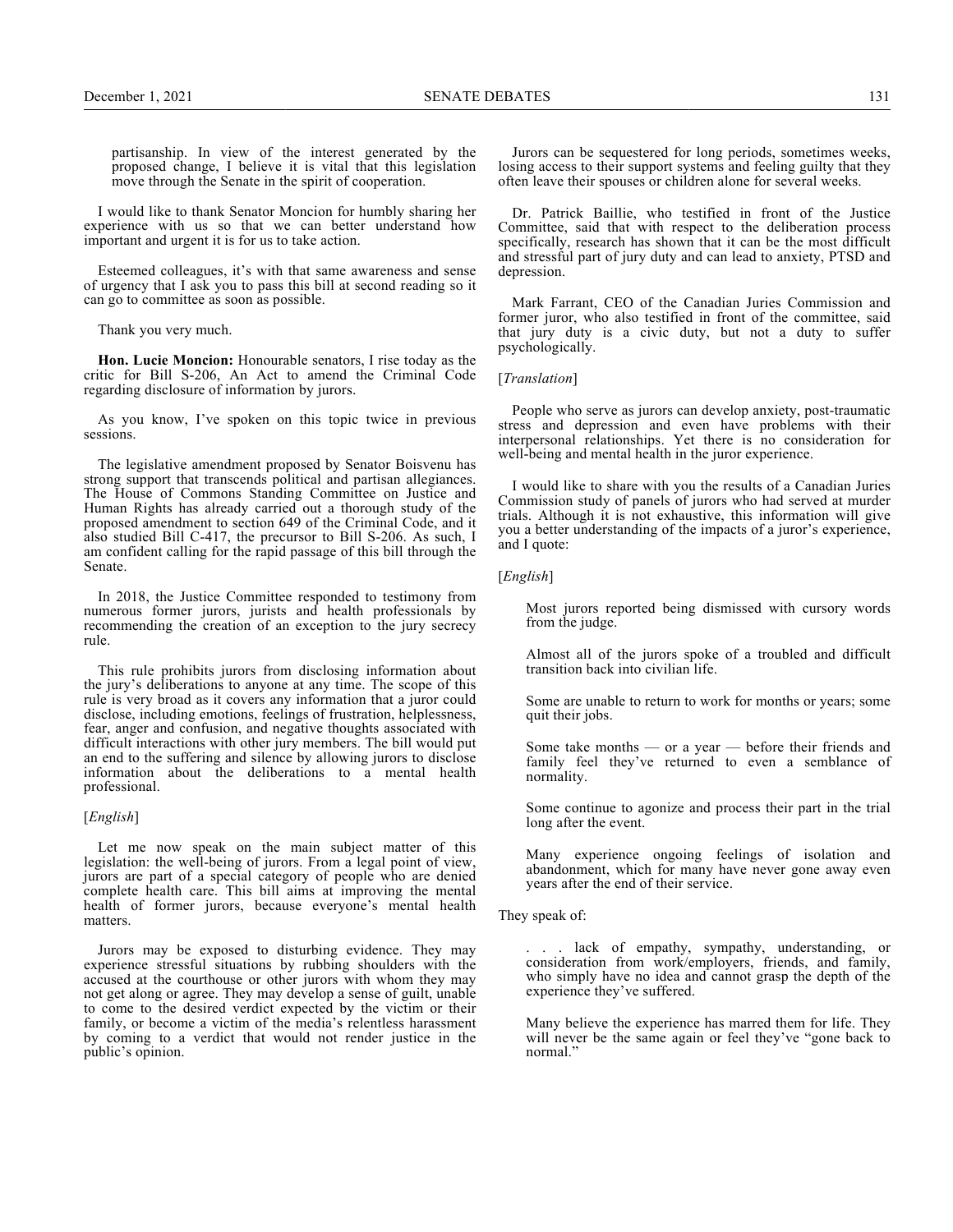> partisanship. In view of the interest generated by the proposed change, I believe it is vital that this legislation move through the Senate in the spirit of cooperation.

I would like to thank Senator Moncion for humbly sharing her experience with us so that we can better understand how important and urgent it is for us to take action.

Esteemed colleagues, it's with that same awareness and sense of urgency that I ask you to pass this bill at second reading so it can go to committee as soon as possible.

Thank you very much.

**Hon. Lucie Moncion:** Honourable senators, I rise today as the critic for Bill S-206, An Act to amend the Criminal Code regarding disclosure of information by jurors.

As you know, I've spoken on this topic twice in previous sessions.

The legislative amendment proposed by Senator Boisvenu has strong support that transcends political and partisan allegiances. The House of Commons Standing Committee on Justice and Human Rights has already carried out a thorough study of the proposed amendment to section 649 of the Criminal Code, and it also studied Bill C-417, the precursor to Bill S-206. As such, I am confident calling for the rapid passage of this bill through the Senate.

In 2018, the Justice Committee responded to testimony from numerous former jurors, jurists and health professionals by recommending the creation of an exception to the jury secrecy rule.

This rule prohibits jurors from disclosing information about the jury's deliberations to anyone at any time. The scope of this rule is very broad as it covers any information that a juror could disclose, including emotions, feelings of frustration, helplessness, fear, anger and confusion, and negative thoughts associated with difficult interactions with other jury members. The bill would put an end to the suffering and silence by allowing jurors to disclose information about the deliberations to a mental health professional.

[*English*]

Let me now speak on the main subject matter of this legislation: the well-being of jurors. From a legal point of view, jurors are part of a special category of people who are denied complete health care. This bill aims at improving the mental health of former jurors, because everyone's mental health matters.

Jurors may be exposed to disturbing evidence. They may experience stressful situations by rubbing shoulders with the accused at the courthouse or other jurors with whom they may not get along or agree. They may develop a sense of guilt, unable to come to the desired verdict expected by the victim or their family, or become a victim of the media's relentless harassment by coming to a verdict that would not render justice in the public's opinion.

Jurors can be sequestered for long periods, sometimes weeks, losing access to their support systems and feeling guilty that they often leave their spouses or children alone for several weeks.

Dr. Patrick Baillie, who testified in front of the Justice Committee, said that with respect to the deliberation process specifically, research has shown that it can be the most difficult and stressful part of jury duty and can lead to anxiety, PTSD and depression.

Mark Farrant, CEO of the Canadian Juries Commission and former juror, who also testified in front of the committee, said that jury duty is a civic duty, but not a duty to suffer psychologically.

[*Translation*]

People who serve as jurors can develop anxiety, post-traumatic stress and depression and even have problems with their interpersonal relationships. Yet there is no consideration for well-being and mental health in the juror experience.

I would like to share with you the results of a Canadian Juries Commission study of panels of jurors who had served at murder trials. Although it is not exhaustive, this information will give you a better understanding of the impacts of a juror's experience, and I quote:

[*English*]

> Most jurors reported being dismissed with cursory words from the judge.
>
> Almost all of the jurors spoke of a troubled and difficult transition back into civilian life.
>
> Some are unable to return to work for months or years; some quit their jobs.
>
> Some take months — or a year — before their friends and family feel they've returned to even a semblance of normality.
>
> Some continue to agonize and process their part in the trial long after the event.
>
> Many experience ongoing feelings of isolation and abandonment, which for many have never gone away even years after the end of their service.

They speak of:

> . . . lack of empathy, sympathy, understanding, or consideration from work/employers, friends, and family, who simply have no idea and cannot grasp the depth of the experience they've suffered.
>
> Many believe the experience has marred them for life. They will never be the same again or feel they've "gone back to normal."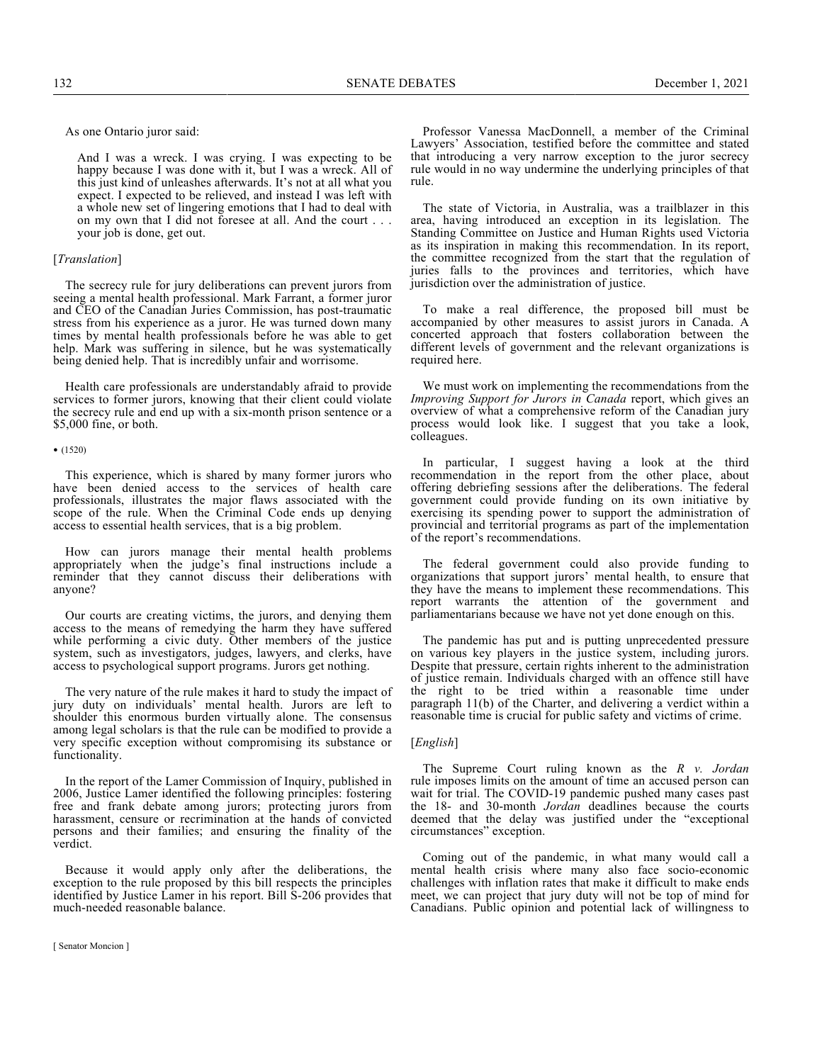As one Ontario juror said:

> And I was a wreck. I was crying. I was expecting to be happy because I was done with it, but I was a wreck. All of this just kind of unleashes afterwards. It's not at all what you expect. I expected to be relieved, and instead I was left with a whole new set of lingering emotions that I had to deal with on my own that I did not foresee at all. And the court . . . your job is done, get out.

[*Translation*]

The secrecy rule for jury deliberations can prevent jurors from seeing a mental health professional. Mark Farrant, a former juror and CEO of the Canadian Juries Commission, has post-traumatic stress from his experience as a juror. He was turned down many times by mental health professionals before he was able to get help. Mark was suffering in silence, but he was systematically being denied help. That is incredibly unfair and worrisome.

Health care professionals are understandably afraid to provide services to former jurors, knowing that their client could violate the secrecy rule and end up with a six-month prison sentence or a $5,000 fine, or both.

• (1520)

This experience, which is shared by many former jurors who have been denied access to the services of health care professionals, illustrates the major flaws associated with the scope of the rule. When the Criminal Code ends up denying access to essential health services, that is a big problem.

How can jurors manage their mental health problems appropriately when the judge's final instructions include a reminder that they cannot discuss their deliberations with anyone?

Our courts are creating victims, the jurors, and denying them access to the means of remedying the harm they have suffered while performing a civic duty. Other members of the justice system, such as investigators, judges, lawyers, and clerks, have access to psychological support programs. Jurors get nothing.

The very nature of the rule makes it hard to study the impact of jury duty on individuals' mental health. Jurors are left to shoulder this enormous burden virtually alone. The consensus among legal scholars is that the rule can be modified to provide a very specific exception without compromising its substance or functionality.

In the report of the Lamer Commission of Inquiry, published in 2006, Justice Lamer identified the following principles: fostering free and frank debate among jurors; protecting jurors from harassment, censure or recrimination at the hands of convicted persons and their families; and ensuring the finality of the verdict.

Because it would apply only after the deliberations, the exception to the rule proposed by this bill respects the principles identified by Justice Lamer in his report. Bill S-206 provides that much-needed reasonable balance.

Professor Vanessa MacDonnell, a member of the Criminal Lawyers' Association, testified before the committee and stated that introducing a very narrow exception to the juror secrecy rule would in no way undermine the underlying principles of that rule.

The state of Victoria, in Australia, was a trailblazer in this area, having introduced an exception in its legislation. The Standing Committee on Justice and Human Rights used Victoria as its inspiration in making this recommendation. In its report, the committee recognized from the start that the regulation of juries falls to the provinces and territories, which have jurisdiction over the administration of justice.

To make a real difference, the proposed bill must be accompanied by other measures to assist jurors in Canada. A concerted approach that fosters collaboration between the different levels of government and the relevant organizations is required here.

We must work on implementing the recommendations from the *Improving Support for Jurors in Canada* report, which gives an overview of what a comprehensive reform of the Canadian jury process would look like. I suggest that you take a look, colleagues.

In particular, I suggest having a look at the third recommendation in the report from the other place, about offering debriefing sessions after the deliberations. The federal government could provide funding on its own initiative by exercising its spending power to support the administration of provincial and territorial programs as part of the implementation of the report's recommendations.

The federal government could also provide funding to organizations that support jurors' mental health, to ensure that they have the means to implement these recommendations. This report warrants the attention of the government and parliamentarians because we have not yet done enough on this.

The pandemic has put and is putting unprecedented pressure on various key players in the justice system, including jurors. Despite that pressure, certain rights inherent to the administration of justice remain. Individuals charged with an offence still have the right to be tried within a reasonable time under paragraph 11(b) of the Charter, and delivering a verdict within a reasonable time is crucial for public safety and victims of crime.

[*English*]

The Supreme Court ruling known as the *R v. Jordan* rule imposes limits on the amount of time an accused person can wait for trial. The COVID-19 pandemic pushed many cases past the 18- and 30-month *Jordan* deadlines because the courts deemed that the delay was justified under the "exceptional circumstances" exception.

Coming out of the pandemic, in what many would call a mental health crisis where many also face socio-economic challenges with inflation rates that make it difficult to make ends meet, we can project that jury duty will not be top of mind for Canadians. Public opinion and potential lack of willingness to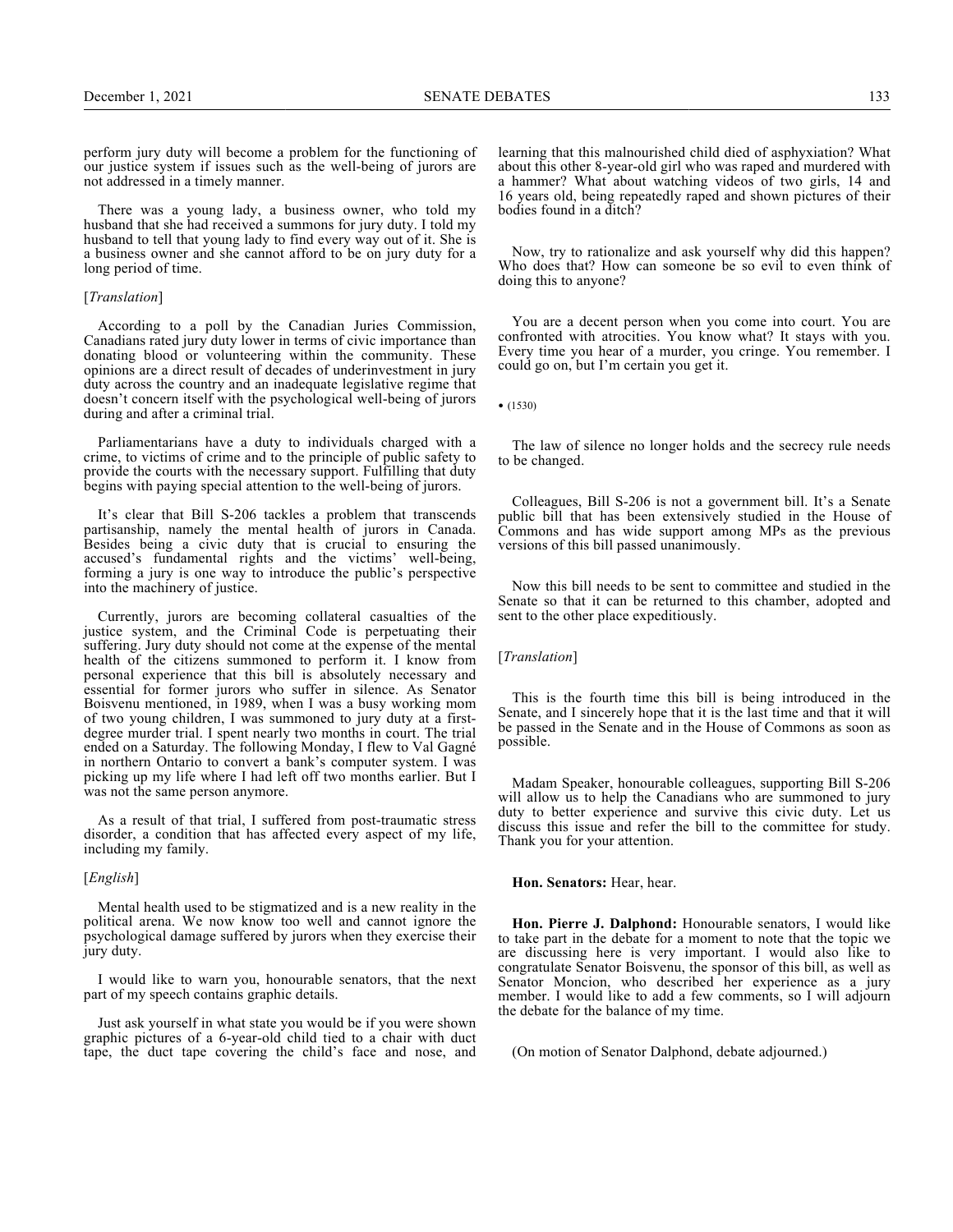perform jury duty will become a problem for the functioning of our justice system if issues such as the well-being of jurors are not addressed in a timely manner.

There was a young lady, a business owner, who told my husband that she had received a summons for jury duty. I told my husband to tell that young lady to find every way out of it. She is a business owner and she cannot afford to be on jury duty for a long period of time.

[*Translation*]

According to a poll by the Canadian Juries Commission, Canadians rated jury duty lower in terms of civic importance than donating blood or volunteering within the community. These opinions are a direct result of decades of underinvestment in jury duty across the country and an inadequate legislative regime that doesn't concern itself with the psychological well-being of jurors during and after a criminal trial.

Parliamentarians have a duty to individuals charged with a crime, to victims of crime and to the principle of public safety to provide the courts with the necessary support. Fulfilling that duty begins with paying special attention to the well-being of jurors.

It's clear that Bill S-206 tackles a problem that transcends partisanship, namely the mental health of jurors in Canada. Besides being a civic duty that is crucial to ensuring the accused's fundamental rights and the victims' well-being, forming a jury is one way to introduce the public's perspective into the machinery of justice.

Currently, jurors are becoming collateral casualties of the justice system, and the Criminal Code is perpetuating their suffering. Jury duty should not come at the expense of the mental health of the citizens summoned to perform it. I know from personal experience that this bill is absolutely necessary and essential for former jurors who suffer in silence. As Senator Boisvenu mentioned, in 1989, when I was a busy working mom of two young children, I was summoned to jury duty at a first-degree murder trial. I spent nearly two months in court. The trial ended on a Saturday. The following Monday, I flew to Val Gagné in northern Ontario to convert a bank's computer system. I was picking up my life where I had left off two months earlier. But I was not the same person anymore.

As a result of that trial, I suffered from post-traumatic stress disorder, a condition that has affected every aspect of my life, including my family.

[*English*]

Mental health used to be stigmatized and is a new reality in the political arena. We now know too well and cannot ignore the psychological damage suffered by jurors when they exercise their jury duty.

I would like to warn you, honourable senators, that the next part of my speech contains graphic details.

Just ask yourself in what state you would be if you were shown graphic pictures of a 6-year-old child tied to a chair with duct tape, the duct tape covering the child's face and nose, and learning that this malnourished child died of asphyxiation? What about this other 8-year-old girl who was raped and murdered with a hammer? What about watching videos of two girls, 14 and 16 years old, being repeatedly raped and shown pictures of their bodies found in a ditch?

Now, try to rationalize and ask yourself why did this happen? Who does that? How can someone be so evil to even think of doing this to anyone?

You are a decent person when you come into court. You are confronted with atrocities. You know what? It stays with you. Every time you hear of a murder, you cringe. You remember. I could go on, but I'm certain you get it.

• (1530)

The law of silence no longer holds and the secrecy rule needs to be changed.

Colleagues, Bill S-206 is not a government bill. It's a Senate public bill that has been extensively studied in the House of Commons and has wide support among MPs as the previous versions of this bill passed unanimously.

Now this bill needs to be sent to committee and studied in the Senate so that it can be returned to this chamber, adopted and sent to the other place expeditiously.

[*Translation*]

This is the fourth time this bill is being introduced in the Senate, and I sincerely hope that it is the last time and that it will be passed in the Senate and in the House of Commons as soon as possible.

Madam Speaker, honourable colleagues, supporting Bill S-206 will allow us to help the Canadians who are summoned to jury duty to better experience and survive this civic duty. Let us discuss this issue and refer the bill to the committee for study. Thank you for your attention.

**Hon. Senators:** Hear, hear.

**Hon. Pierre J. Dalphond:** Honourable senators, I would like to take part in the debate for a moment to note that the topic we are discussing here is very important. I would also like to congratulate Senator Boisvenu, the sponsor of this bill, as well as Senator Moncion, who described her experience as a jury member. I would like to add a few comments, so I will adjourn the debate for the balance of my time.

(On motion of Senator Dalphond, debate adjourned.)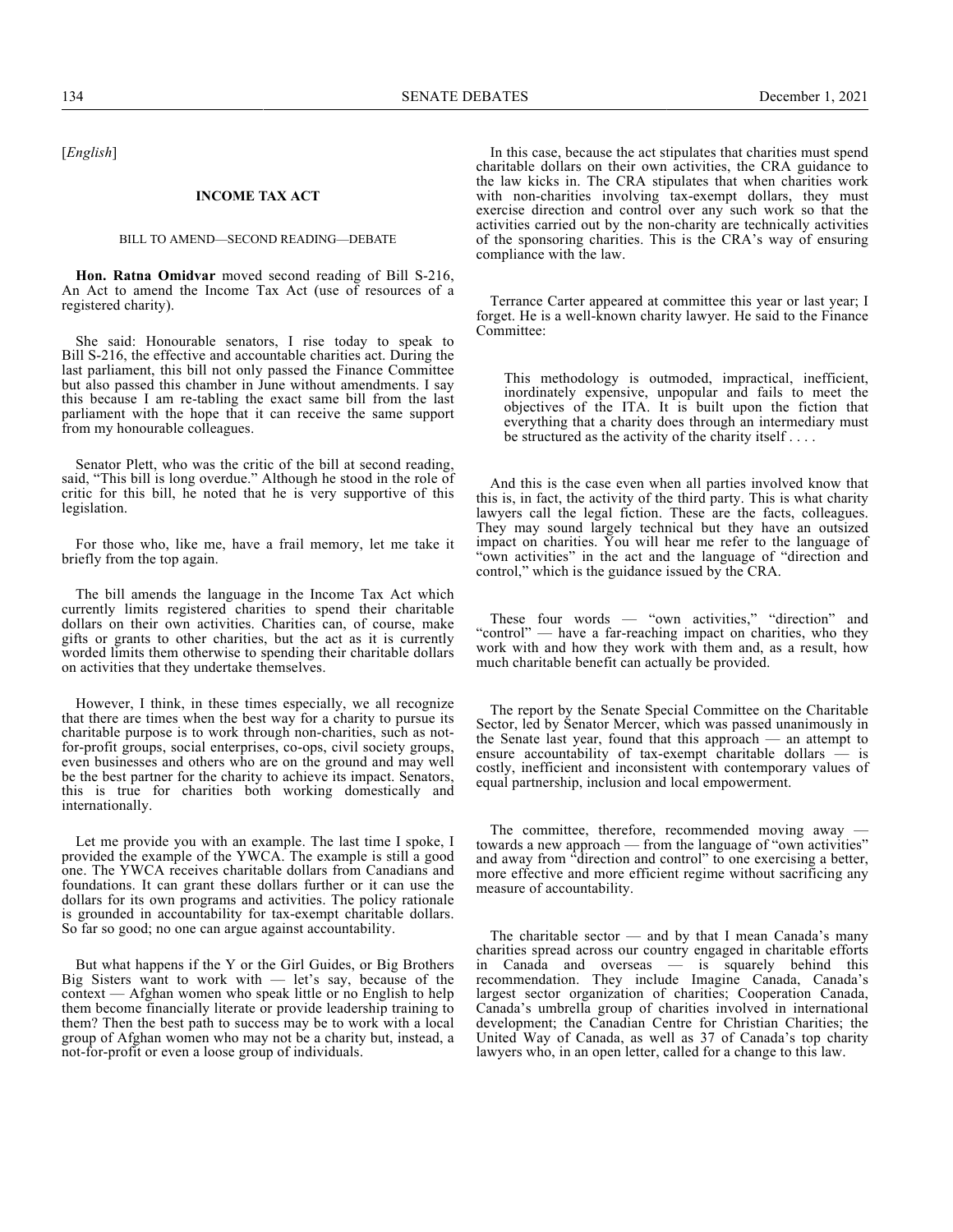[*English*]

## INCOME TAX ACT

### BILL TO AMEND—SECOND READING—DEBATE

**Hon. Ratna Omidvar** moved second reading of Bill S-216, An Act to amend the Income Tax Act (use of resources of a registered charity).

She said: Honourable senators, I rise today to speak to Bill S-216, the effective and accountable charities act. During the last parliament, this bill not only passed the Finance Committee but also passed this chamber in June without amendments. I say this because I am re-tabling the exact same bill from the last parliament with the hope that it can receive the same support from my honourable colleagues.

Senator Plett, who was the critic of the bill at second reading, said, "This bill is long overdue." Although he stood in the role of critic for this bill, he noted that he is very supportive of this legislation.

For those who, like me, have a frail memory, let me take it briefly from the top again.

The bill amends the language in the Income Tax Act which currently limits registered charities to spend their charitable dollars on their own activities. Charities can, of course, make gifts or grants to other charities, but the act as it is currently worded limits them otherwise to spending their charitable dollars on activities that they undertake themselves.

However, I think, in these times especially, we all recognize that there are times when the best way for a charity to pursue its charitable purpose is to work through non-charities, such as not-for-profit groups, social enterprises, co-ops, civil society groups, even businesses and others who are on the ground and may well be the best partner for the charity to achieve its impact. Senators, this is true for charities both working domestically and internationally.

Let me provide you with an example. The last time I spoke, I provided the example of the YWCA. The example is still a good one. The YWCA receives charitable dollars from Canadians and foundations. It can grant these dollars further or it can use the dollars for its own programs and activities. The policy rationale is grounded in accountability for tax-exempt charitable dollars. So far so good; no one can argue against accountability.

But what happens if the Y or the Girl Guides, or Big Brothers Big Sisters want to work with — let's say, because of the context — Afghan women who speak little or no English to help them become financially literate or provide leadership training to them? Then the best path to success may be to work with a local group of Afghan women who may not be a charity but, instead, a not-for-profit or even a loose group of individuals.

In this case, because the act stipulates that charities must spend charitable dollars on their own activities, the CRA guidance to the law kicks in. The CRA stipulates that when charities work with non-charities involving tax-exempt dollars, they must exercise direction and control over any such work so that the activities carried out by the non-charity are technically activities of the sponsoring charities. This is the CRA's way of ensuring compliance with the law.

Terrance Carter appeared at committee this year or last year; I forget. He is a well-known charity lawyer. He said to the Finance Committee:

> This methodology is outmoded, impractical, inefficient, inordinately expensive, unpopular and fails to meet the objectives of the ITA. It is built upon the fiction that everything that a charity does through an intermediary must be structured as the activity of the charity itself . . . .

And this is the case even when all parties involved know that this is, in fact, the activity of the third party. This is what charity lawyers call the legal fiction. These are the facts, colleagues. They may sound largely technical but they have an outsized impact on charities. You will hear me refer to the language of "own activities" in the act and the language of "direction and control," which is the guidance issued by the CRA.

These four words — "own activities," "direction" and "control" — have a far-reaching impact on charities, who they work with and how they work with them and, as a result, how much charitable benefit can actually be provided.

The report by the Senate Special Committee on the Charitable Sector, led by Senator Mercer, which was passed unanimously in the Senate last year, found that this approach — an attempt to ensure accountability of tax-exempt charitable dollars — is costly, inefficient and inconsistent with contemporary values of equal partnership, inclusion and local empowerment.

The committee, therefore, recommended moving away — towards a new approach — from the language of "own activities" and away from "direction and control" to one exercising a better, more effective and more efficient regime without sacrificing any measure of accountability.

The charitable sector — and by that I mean Canada's many charities spread across our country engaged in charitable efforts in Canada and overseas — is squarely behind this recommendation. They include Imagine Canada, Canada's largest sector organization of charities; Cooperation Canada, Canada's umbrella group of charities involved in international development; the Canadian Centre for Christian Charities; the United Way of Canada, as well as 37 of Canada's top charity lawyers who, in an open letter, called for a change to this law.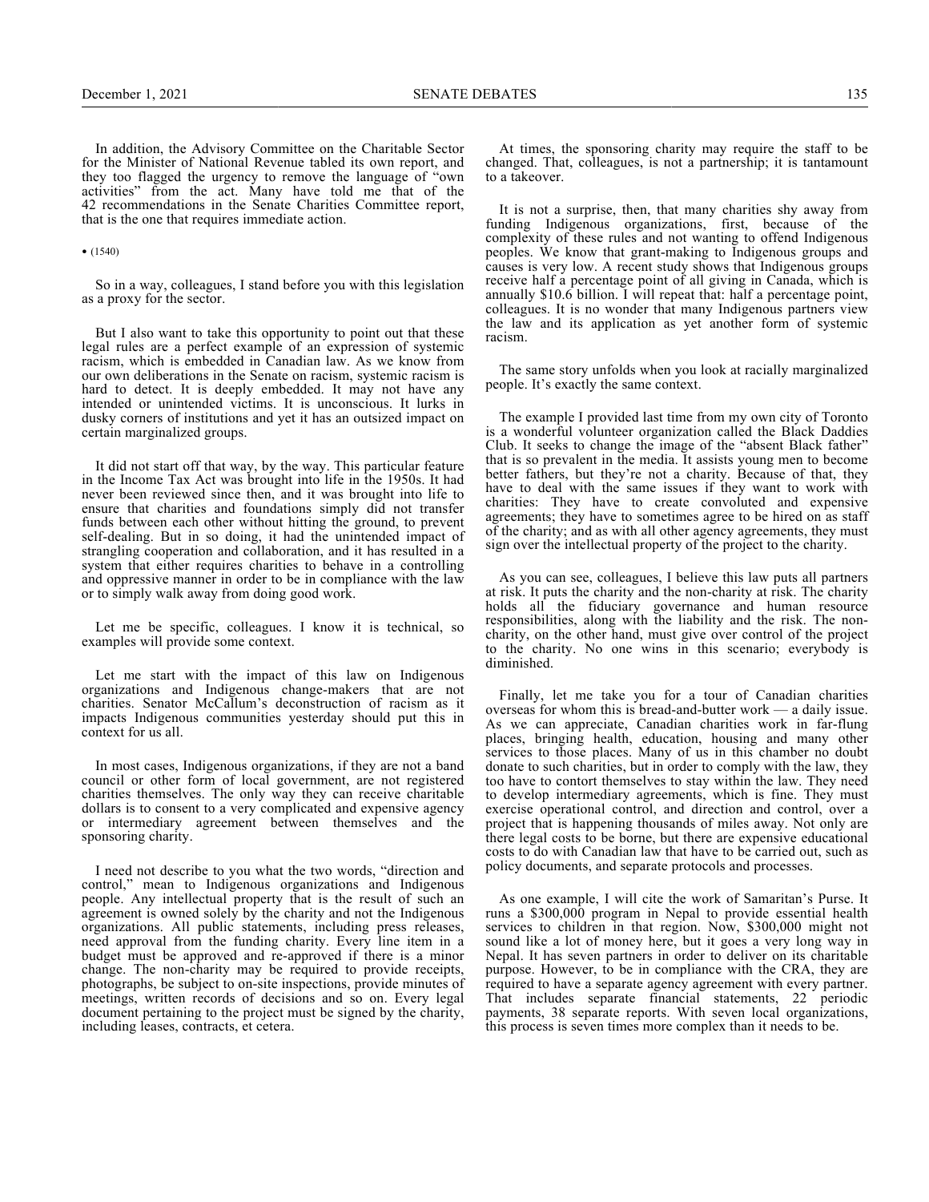In addition, the Advisory Committee on the Charitable Sector for the Minister of National Revenue tabled its own report, and they too flagged the urgency to remove the language of "own activities" from the act. Many have told me that of the 42 recommendations in the Senate Charities Committee report, that is the one that requires immediate action.

• (1540)

So in a way, colleagues, I stand before you with this legislation as a proxy for the sector.

But I also want to take this opportunity to point out that these legal rules are a perfect example of an expression of systemic racism, which is embedded in Canadian law. As we know from our own deliberations in the Senate on racism, systemic racism is hard to detect. It is deeply embedded. It may not have any intended or unintended victims. It is unconscious. It lurks in dusky corners of institutions and yet it has an outsized impact on certain marginalized groups.

It did not start off that way, by the way. This particular feature in the Income Tax Act was brought into life in the 1950s. It had never been reviewed since then, and it was brought into life to ensure that charities and foundations simply did not transfer funds between each other without hitting the ground, to prevent self-dealing. But in so doing, it had the unintended impact of strangling cooperation and collaboration, and it has resulted in a system that either requires charities to behave in a controlling and oppressive manner in order to be in compliance with the law or to simply walk away from doing good work.

Let me be specific, colleagues. I know it is technical, so examples will provide some context.

Let me start with the impact of this law on Indigenous organizations and Indigenous change-makers that are not charities. Senator McCallum's deconstruction of racism as it impacts Indigenous communities yesterday should put this in context for us all.

In most cases, Indigenous organizations, if they are not a band council or other form of local government, are not registered charities themselves. The only way they can receive charitable dollars is to consent to a very complicated and expensive agency or intermediary agreement between themselves and the sponsoring charity.

I need not describe to you what the two words, "direction and control," mean to Indigenous organizations and Indigenous people. Any intellectual property that is the result of such an agreement is owned solely by the charity and not the Indigenous organizations. All public statements, including press releases, need approval from the funding charity. Every line item in a budget must be approved and re-approved if there is a minor change. The non-charity may be required to provide receipts, photographs, be subject to on-site inspections, provide minutes of meetings, written records of decisions and so on. Every legal document pertaining to the project must be signed by the charity, including leases, contracts, et cetera.

At times, the sponsoring charity may require the staff to be changed. That, colleagues, is not a partnership; it is tantamount to a takeover.

It is not a surprise, then, that many charities shy away from funding Indigenous organizations, first, because of the complexity of these rules and not wanting to offend Indigenous peoples. We know that grant-making to Indigenous groups and causes is very low. A recent study shows that Indigenous groups receive half a percentage point of all giving in Canada, which is annually $10.6 billion. I will repeat that: half a percentage point, colleagues. It is no wonder that many Indigenous partners view the law and its application as yet another form of systemic racism.

The same story unfolds when you look at racially marginalized people. It's exactly the same context.

The example I provided last time from my own city of Toronto is a wonderful volunteer organization called the Black Daddies Club. It seeks to change the image of the "absent Black father" that is so prevalent in the media. It assists young men to become better fathers, but they're not a charity. Because of that, they have to deal with the same issues if they want to work with charities: They have to create convoluted and expensive agreements; they have to sometimes agree to be hired on as staff of the charity; and as with all other agency agreements, they must sign over the intellectual property of the project to the charity.

As you can see, colleagues, I believe this law puts all partners at risk. It puts the charity and the non-charity at risk. The charity holds all the fiduciary governance and human resource responsibilities, along with the liability and the risk. The non-charity, on the other hand, must give over control of the project to the charity. No one wins in this scenario; everybody is diminished.

Finally, let me take you for a tour of Canadian charities overseas for whom this is bread-and-butter work — a daily issue. As we can appreciate, Canadian charities work in far-flung places, bringing health, education, housing and many other services to those places. Many of us in this chamber no doubt donate to such charities, but in order to comply with the law, they too have to contort themselves to stay within the law. They need to develop intermediary agreements, which is fine. They must exercise operational control, and direction and control, over a project that is happening thousands of miles away. Not only are there legal costs to be borne, but there are expensive educational costs to do with Canadian law that have to be carried out, such as policy documents, and separate protocols and processes.

As one example, I will cite the work of Samaritan's Purse. It runs a $300,000 program in Nepal to provide essential health services to children in that region. Now, $300,000 might not sound like a lot of money here, but it goes a very long way in Nepal. It has seven partners in order to deliver on its charitable purpose. However, to be in compliance with the CRA, they are required to have a separate agency agreement with every partner. That includes separate financial statements, 22 periodic payments, 38 separate reports. With seven local organizations, this process is seven times more complex than it needs to be.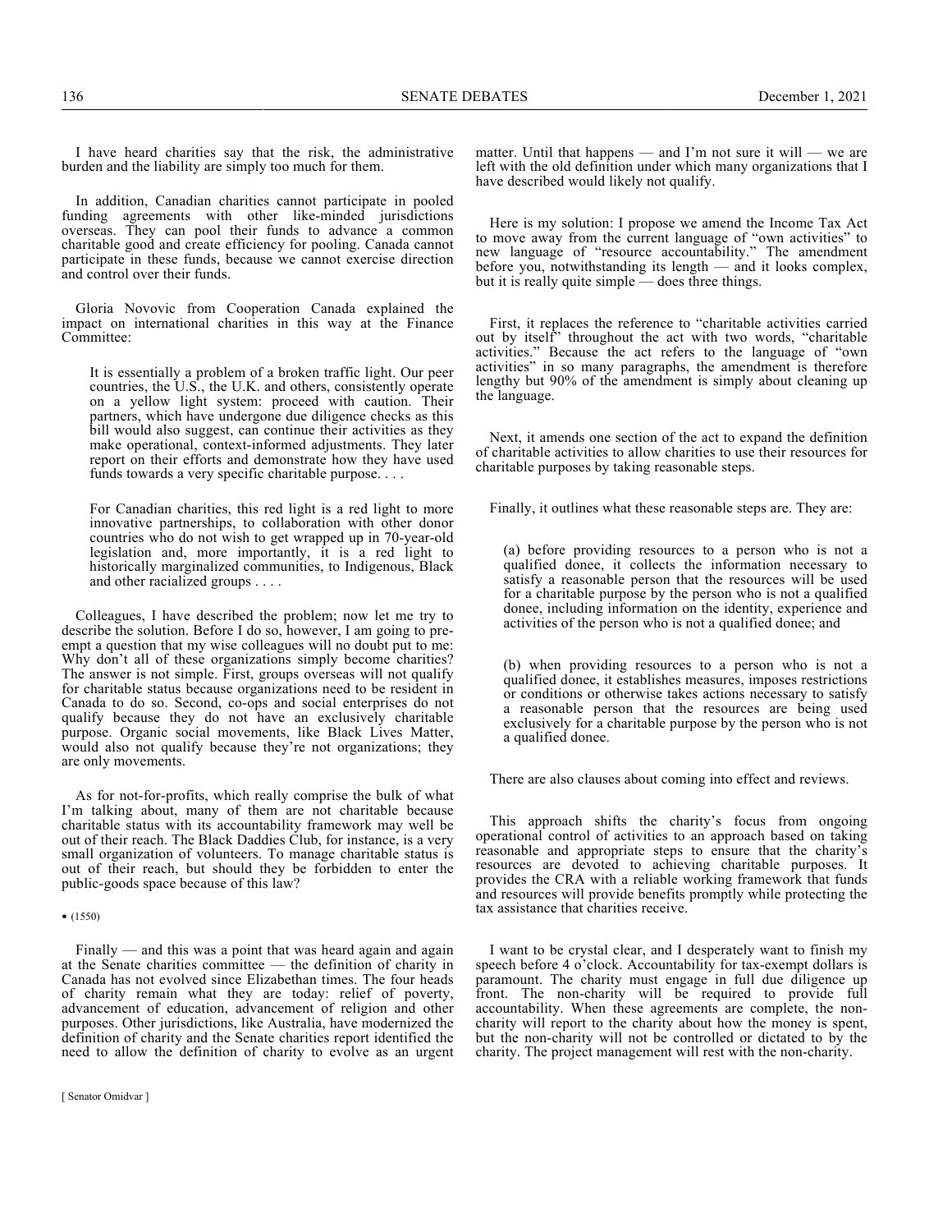I have heard charities say that the risk, the administrative burden and the liability are simply too much for them.

In addition, Canadian charities cannot participate in pooled funding agreements with other like-minded jurisdictions overseas. They can pool their funds to advance a common charitable good and create efficiency for pooling. Canada cannot participate in these funds, because we cannot exercise direction and control over their funds.

Gloria Novovic from Cooperation Canada explained the impact on international charities in this way at the Finance Committee:

> It is essentially a problem of a broken traffic light. Our peer countries, the U.S., the U.K. and others, consistently operate on a yellow light system: proceed with caution. Their partners, which have undergone due diligence checks as this bill would also suggest, can continue their activities as they make operational, context-informed adjustments. They later report on their efforts and demonstrate how they have used funds towards a very specific charitable purpose. . . .
>
> For Canadian charities, this red light is a red light to more innovative partnerships, to collaboration with other donor countries who do not wish to get wrapped up in 70-year-old legislation and, more importantly, it is a red light to historically marginalized communities, to Indigenous, Black and other racialized groups . . . .

Colleagues, I have described the problem; now let me try to describe the solution. Before I do so, however, I am going to pre-empt a question that my wise colleagues will no doubt put to me: Why don't all of these organizations simply become charities? The answer is not simple. First, groups overseas will not qualify for charitable status because organizations need to be resident in Canada to do so. Second, co-ops and social enterprises do not qualify because they do not have an exclusively charitable purpose. Organic social movements, like Black Lives Matter, would also not qualify because they're not organizations; they are only movements.

As for not-for-profits, which really comprise the bulk of what I'm talking about, many of them are not charitable because charitable status with its accountability framework may well be out of their reach. The Black Daddies Club, for instance, is a very small organization of volunteers. To manage charitable status is out of their reach, but should they be forbidden to enter the public-goods space because of this law?

• (1550)

Finally — and this was a point that was heard again and again at the Senate charities committee — the definition of charity in Canada has not evolved since Elizabethan times. The four heads of charity remain what they are today: relief of poverty, advancement of education, advancement of religion and other purposes. Other jurisdictions, like Australia, have modernized the definition of charity and the Senate charities report identified the need to allow the definition of charity to evolve as an urgent matter. Until that happens — and I'm not sure it will — we are left with the old definition under which many organizations that I have described would likely not qualify.

Here is my solution: I propose we amend the Income Tax Act to move away from the current language of "own activities" to new language of "resource accountability." The amendment before you, notwithstanding its length — and it looks complex, but it is really quite simple — does three things.

First, it replaces the reference to "charitable activities carried out by itself" throughout the act with two words, "charitable activities." Because the act refers to the language of "own activities" in so many paragraphs, the amendment is therefore lengthy but 90% of the amendment is simply about cleaning up the language.

Next, it amends one section of the act to expand the definition of charitable activities to allow charities to use their resources for charitable purposes by taking reasonable steps.

Finally, it outlines what these reasonable steps are. They are:

> (a) before providing resources to a person who is not a qualified donee, it collects the information necessary to satisfy a reasonable person that the resources will be used for a charitable purpose by the person who is not a qualified donee, including information on the identity, experience and activities of the person who is not a qualified donee; and
>
> (b) when providing resources to a person who is not a qualified donee, it establishes measures, imposes restrictions or conditions or otherwise takes actions necessary to satisfy a reasonable person that the resources are being used exclusively for a charitable purpose by the person who is not a qualified donee.

There are also clauses about coming into effect and reviews.

This approach shifts the charity's focus from ongoing operational control of activities to an approach based on taking reasonable and appropriate steps to ensure that the charity's resources are devoted to achieving charitable purposes. It provides the CRA with a reliable working framework that funds and resources will provide benefits promptly while protecting the tax assistance that charities receive.

I want to be crystal clear, and I desperately want to finish my speech before 4 o'clock. Accountability for tax-exempt dollars is paramount. The charity must engage in full due diligence up front. The non-charity will be required to provide full accountability. When these agreements are complete, the non-charity will report to the charity about how the money is spent, but the non-charity will not be controlled or dictated to by the charity. The project management will rest with the non-charity.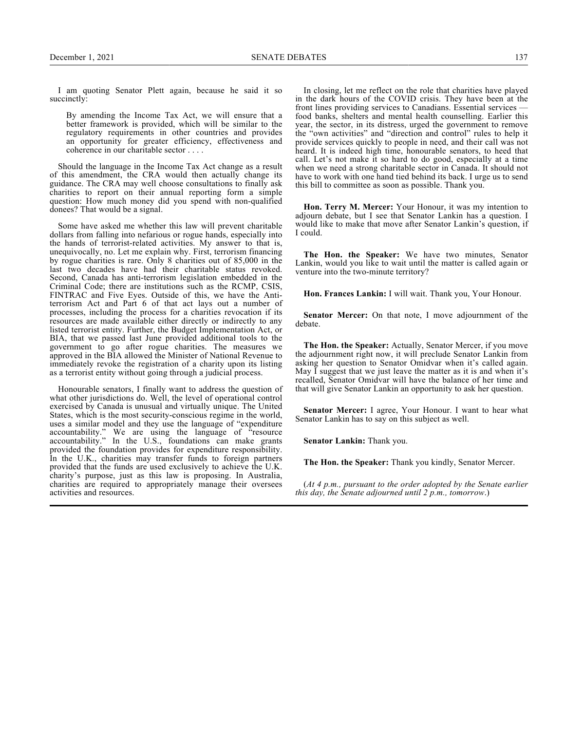I am quoting Senator Plett again, because he said it so succinctly:

> By amending the Income Tax Act, we will ensure that a better framework is provided, which will be similar to the regulatory requirements in other countries and provides an opportunity for greater efficiency, effectiveness and coherence in our charitable sector . . . .

Should the language in the Income Tax Act change as a result of this amendment, the CRA would then actually change its guidance. The CRA may well choose consultations to finally ask charities to report on their annual reporting form a simple question: How much money did you spend with non-qualified donees? That would be a signal.

Some have asked me whether this law will prevent charitable dollars from falling into nefarious or rogue hands, especially into the hands of terrorist-related activities. My answer to that is, unequivocally, no. Let me explain why. First, terrorism financing by rogue charities is rare. Only 8 charities out of 85,000 in the last two decades have had their charitable status revoked. Second, Canada has anti-terrorism legislation embedded in the Criminal Code; there are institutions such as the RCMP, CSIS, FINTRAC and Five Eyes. Outside of this, we have the Anti-terrorism Act and Part 6 of that act lays out a number of processes, including the process for a charities revocation if its resources are made available either directly or indirectly to any listed terrorist entity. Further, the Budget Implementation Act, or BIA, that we passed last June provided additional tools to the government to go after rogue charities. The measures we approved in the BIA allowed the Minister of National Revenue to immediately revoke the registration of a charity upon its listing as a terrorist entity without going through a judicial process.

Honourable senators, I finally want to address the question of what other jurisdictions do. Well, the level of operational control exercised by Canada is unusual and virtually unique. The United States, which is the most security-conscious regime in the world, uses a similar model and they use the language of "expenditure accountability." We are using the language of "resource accountability." In the U.S., foundations can make grants provided the foundation provides for expenditure responsibility. In the U.K., charities may transfer funds to foreign partners provided that the funds are used exclusively to achieve the U.K. charity's purpose, just as this law is proposing. In Australia, charities are required to appropriately manage their oversees activities and resources.

In closing, let me reflect on the role that charities have played in the dark hours of the COVID crisis. They have been at the front lines providing services to Canadians. Essential services — food banks, shelters and mental health counselling. Earlier this year, the sector, in its distress, urged the government to remove the "own activities" and "direction and control" rules to help it provide services quickly to people in need, and their call was not heard. It is indeed high time, honourable senators, to heed that call. Let's not make it so hard to do good, especially at a time when we need a strong charitable sector in Canada. It should not have to work with one hand tied behind its back. I urge us to send this bill to committee as soon as possible. Thank you.

**Hon. Terry M. Mercer:** Your Honour, it was my intention to adjourn debate, but I see that Senator Lankin has a question. I would like to make that move after Senator Lankin's question, if I could.

**The Hon. the Speaker:** We have two minutes, Senator Lankin, would you like to wait until the matter is called again or venture into the two-minute territory?

**Hon. Frances Lankin:** I will wait. Thank you, Your Honour.

**Senator Mercer:** On that note, I move adjournment of the debate.

**The Hon. the Speaker:** Actually, Senator Mercer, if you move the adjournment right now, it will preclude Senator Lankin from asking her question to Senator Omidvar when it's called again. May I suggest that we just leave the matter as it is and when it's recalled, Senator Omidvar will have the balance of her time and that will give Senator Lankin an opportunity to ask her question.

**Senator Mercer:** I agree, Your Honour. I want to hear what Senator Lankin has to say on this subject as well.

**Senator Lankin:** Thank you.

**The Hon. the Speaker:** Thank you kindly, Senator Mercer.

(*At 4 p.m., pursuant to the order adopted by the Senate earlier this day, the Senate adjourned until 2 p.m., tomorrow*.)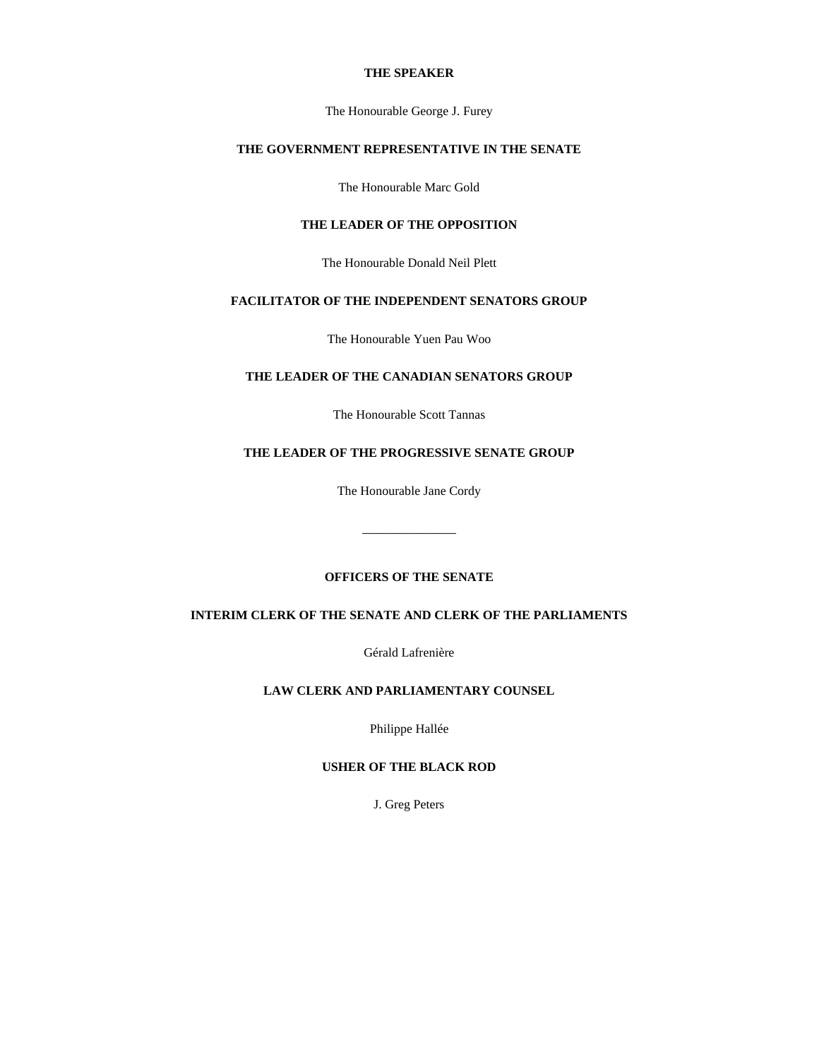**THE SPEAKER**

The Honourable George J. Furey

**THE GOVERNMENT REPRESENTATIVE IN THE SENATE**

The Honourable Marc Gold

**THE LEADER OF THE OPPOSITION**

The Honourable Donald Neil Plett

**FACILITATOR OF THE INDEPENDENT SENATORS GROUP**

The Honourable Yuen Pau Woo

**THE LEADER OF THE CANADIAN SENATORS GROUP**

The Honourable Scott Tannas

**THE LEADER OF THE PROGRESSIVE SENATE GROUP**

The Honourable Jane Cordy

---

**OFFICERS OF THE SENATE**

**INTERIM CLERK OF THE SENATE AND CLERK OF THE PARLIAMENTS**

Gérald Lafrenière

**LAW CLERK AND PARLIAMENTARY COUNSEL**

Philippe Hallée

**USHER OF THE BLACK ROD**

J. Greg Peters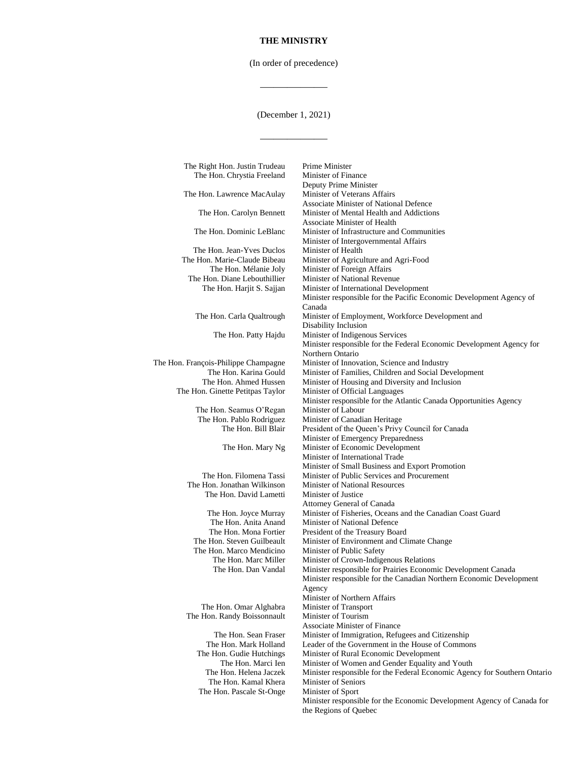**THE MINISTRY**

(In order of precedence)

______________

(December 1, 2021)

______________

| | |
|---|---|
| The Right Hon. Justin Trudeau | Prime Minister |
| The Hon. Chrystia Freeland | Minister of Finance<br>Deputy Prime Minister |
| The Hon. Lawrence MacAulay | Minister of Veterans Affairs<br>Associate Minister of National Defence |
| The Hon. Carolyn Bennett | Minister of Mental Health and Addictions<br>Associate Minister of Health |
| The Hon. Dominic LeBlanc | Minister of Infrastructure and Communities<br>Minister of Intergovernmental Affairs |
| The Hon. Jean-Yves Duclos | Minister of Health |
| The Hon. Marie-Claude Bibeau | Minister of Agriculture and Agri-Food |
| The Hon. Mélanie Joly | Minister of Foreign Affairs |
| The Hon. Diane Lebouthillier | Minister of National Revenue |
| The Hon. Harjit S. Sajjan | Minister of International Development<br>Minister responsible for the Pacific Economic Development Agency of Canada |
| The Hon. Carla Qualtrough | Minister of Employment, Workforce Development and Disability Inclusion |
| The Hon. Patty Hajdu | Minister of Indigenous Services<br>Minister responsible for the Federal Economic Development Agency for Northern Ontario |
| The Hon. François-Philippe Champagne | Minister of Innovation, Science and Industry |
| The Hon. Karina Gould | Minister of Families, Children and Social Development |
| The Hon. Ahmed Hussen | Minister of Housing and Diversity and Inclusion |
| The Hon. Ginette Petitpas Taylor | Minister of Official Languages<br>Minister responsible for the Atlantic Canada Opportunities Agency |
| The Hon. Seamus O'Regan | Minister of Labour |
| The Hon. Pablo Rodriguez | Minister of Canadian Heritage |
| The Hon. Bill Blair | President of the Queen's Privy Council for Canada<br>Minister of Emergency Preparedness |
| The Hon. Mary Ng | Minister of Economic Development<br>Minister of International Trade<br>Minister of Small Business and Export Promotion |
| The Hon. Filomena Tassi | Minister of Public Services and Procurement |
| The Hon. Jonathan Wilkinson | Minister of National Resources |
| The Hon. David Lametti | Minister of Justice<br>Attorney General of Canada |
| The Hon. Joyce Murray | Minister of Fisheries, Oceans and the Canadian Coast Guard |
| The Hon. Anita Anand | Minister of National Defence |
| The Hon. Mona Fortier | President of the Treasury Board |
| The Hon. Steven Guilbeault | Minister of Environment and Climate Change |
| The Hon. Marco Mendicino | Minister of Public Safety |
| The Hon. Marc Miller | Minister of Crown-Indigenous Relations |
| The Hon. Dan Vandal | Minister responsible for Prairies Economic Development Canada<br>Minister responsible for the Canadian Northern Economic Development Agency<br>Minister of Northern Affairs |
| The Hon. Omar Alghabra | Minister of Transport |
| The Hon. Randy Boissonnault | Minister of Tourism<br>Associate Minister of Finance |
| The Hon. Sean Fraser | Minister of Immigration, Refugees and Citizenship |
| The Hon. Mark Holland | Leader of the Government in the House of Commons |
| The Hon. Gudie Hutchings | Minister of Rural Economic Development |
| The Hon. Marci Ien | Minister of Women and Gender Equality and Youth |
| The Hon. Helena Jaczek | Minister responsible for the Federal Economic Agency for Southern Ontario |
| The Hon. Kamal Khera | Minister of Seniors |
| The Hon. Pascale St-Onge | Minister of Sport<br>Minister responsible for the Economic Development Agency of Canada for the Regions of Quebec |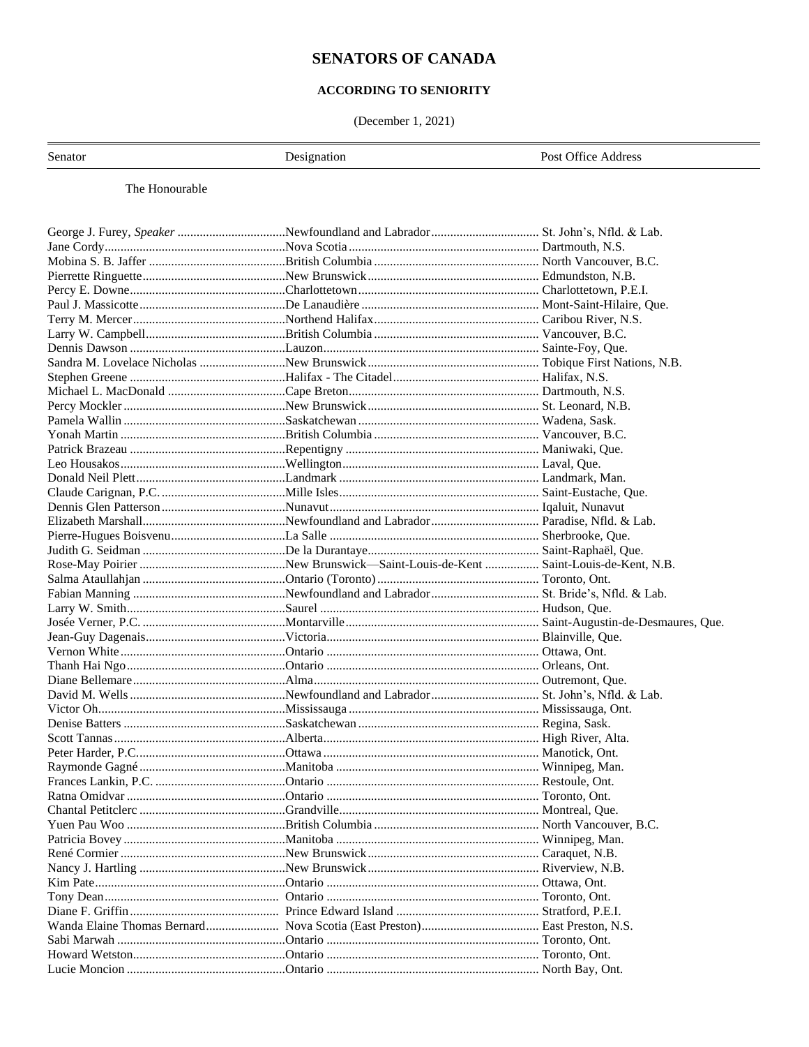# SENATORS OF CANADA

## ACCORDING TO SENIORITY

(December 1, 2021)

| Senator | Designation | Post Office Address |
|---|---|---|
| The Honourable | | |
| George J. Furey, *Speaker* | Newfoundland and Labrador | St. John's, Nfld. & Lab. |
| Jane Cordy | Nova Scotia | Dartmouth, N.S. |
| Mobina S. B. Jaffer | British Columbia | North Vancouver, B.C. |
| Pierrette Ringuette | New Brunswick | Edmundston, N.B. |
| Percy E. Downe | Charlottetown | Charlottetown, P.E.I. |
| Paul J. Massicotte | De Lanaudière | Mont-Saint-Hilaire, Que. |
| Terry M. Mercer | Northend Halifax | Caribou River, N.S. |
| Larry W. Campbell | British Columbia | Vancouver, B.C. |
| Dennis Dawson | Lauzon | Sainte-Foy, Que. |
| Sandra M. Lovelace Nicholas | New Brunswick | Tobique First Nations, N.B. |
| Stephen Greene | Halifax - The Citadel | Halifax, N.S. |
| Michael L. MacDonald | Cape Breton | Dartmouth, N.S. |
| Percy Mockler | New Brunswick | St. Leonard, N.B. |
| Pamela Wallin | Saskatchewan | Wadena, Sask. |
| Yonah Martin | British Columbia | Vancouver, B.C. |
| Patrick Brazeau | Repentigny | Maniwaki, Que. |
| Leo Housakos | Wellington | Laval, Que. |
| Donald Neil Plett | Landmark | Landmark, Man. |
| Claude Carignan, P.C. | Mille Isles | Saint-Eustache, Que. |
| Dennis Glen Patterson | Nunavut | Iqaluit, Nunavut |
| Elizabeth Marshall | Newfoundland and Labrador | Paradise, Nfld. & Lab. |
| Pierre-Hugues Boisvenu | La Salle | Sherbrooke, Que. |
| Judith G. Seidman | De la Durantaye | Saint-Raphaël, Que. |
| Rose-May Poirier | New Brunswick—Saint-Louis-de-Kent | Saint-Louis-de-Kent, N.B. |
| Salma Ataullahjan | Ontario (Toronto) | Toronto, Ont. |
| Fabian Manning | Newfoundland and Labrador | St. Bride's, Nfld. & Lab. |
| Larry W. Smith | Saurel | Hudson, Que. |
| Josée Verner, P.C. | Montarville | Saint-Augustin-de-Desmaures, Que. |
| Jean-Guy Dagenais | Victoria | Blainville, Que. |
| Vernon White | Ontario | Ottawa, Ont. |
| Thanh Hai Ngo | Ontario | Orleans, Ont. |
| Diane Bellemare | Alma | Outremont, Que. |
| David M. Wells | Newfoundland and Labrador | St. John's, Nfld. & Lab. |
| Victor Oh | Mississauga | Mississauga, Ont. |
| Denise Batters | Saskatchewan | Regina, Sask. |
| Scott Tannas | Alberta | High River, Alta. |
| Peter Harder, P.C. | Ottawa | Manotick, Ont. |
| Raymonde Gagné | Manitoba | Winnipeg, Man. |
| Frances Lankin, P.C. | Ontario | Restoule, Ont. |
| Ratna Omidvar | Ontario | Toronto, Ont. |
| Chantal Petitclerc | Grandville | Montreal, Que. |
| Yuen Pau Woo | British Columbia | North Vancouver, B.C. |
| Patricia Bovey | Manitoba | Winnipeg, Man. |
| René Cormier | New Brunswick | Caraquet, N.B. |
| Nancy J. Hartling | New Brunswick | Riverview, N.B. |
| Kim Pate | Ontario | Ottawa, Ont. |
| Tony Dean | Ontario | Toronto, Ont. |
| Diane F. Griffin | Prince Edward Island | Stratford, P.E.I. |
| Wanda Elaine Thomas Bernard | Nova Scotia (East Preston) | East Preston, N.S. |
| Sabi Marwah | Ontario | Toronto, Ont. |
| Howard Wetston | Ontario | Toronto, Ont. |
| Lucie Moncion | Ontario | North Bay, Ont. |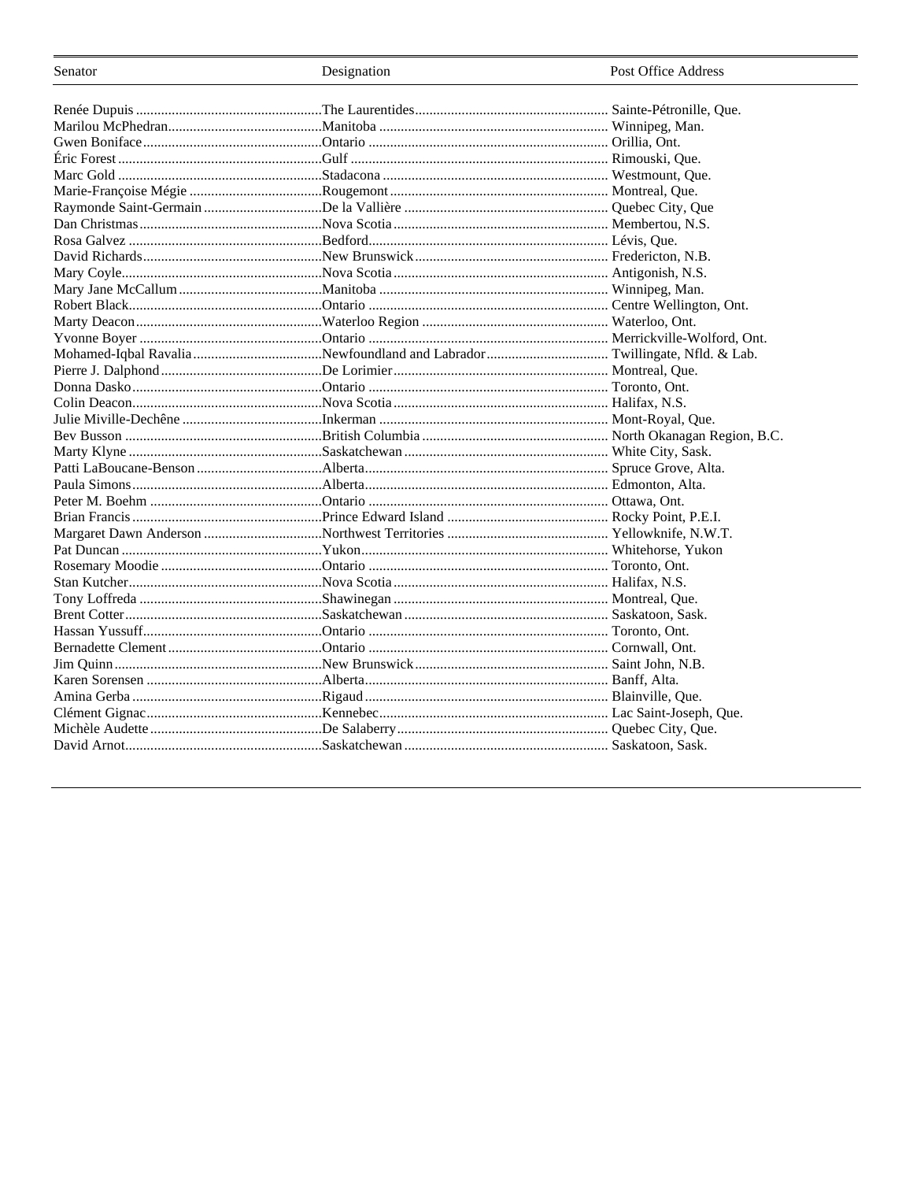| Senator | Designation | Post Office Address |
|---|---|---|
| Renée Dupuis | The Laurentides | Sainte-Pétronille, Que. |
| Marilou McPhedran | Manitoba | Winnipeg, Man. |
| Gwen Boniface | Ontario | Orillia, Ont. |
| Éric Forest | Gulf | Rimouski, Que. |
| Marc Gold | Stadacona | Westmount, Que. |
| Marie-Françoise Mégie | Rougemont | Montreal, Que. |
| Raymonde Saint-Germain | De la Vallière | Quebec City, Que |
| Dan Christmas | Nova Scotia | Membertou, N.S. |
| Rosa Galvez | Bedford | Lévis, Que. |
| David Richards | New Brunswick | Fredericton, N.B. |
| Mary Coyle | Nova Scotia | Antigonish, N.S. |
| Mary Jane McCallum | Manitoba | Winnipeg, Man. |
| Robert Black | Ontario | Centre Wellington, Ont. |
| Marty Deacon | Waterloo Region | Waterloo, Ont. |
| Yvonne Boyer | Ontario | Merrickville-Wolford, Ont. |
| Mohamed-Iqbal Ravalia | Newfoundland and Labrador | Twillingate, Nfld. & Lab. |
| Pierre J. Dalphond | De Lorimier | Montreal, Que. |
| Donna Dasko | Ontario | Toronto, Ont. |
| Colin Deacon | Nova Scotia | Halifax, N.S. |
| Julie Miville-Dechêne | Inkerman | Mont-Royal, Que. |
| Bev Busson | British Columbia | North Okanagan Region, B.C. |
| Marty Klyne | Saskatchewan | White City, Sask. |
| Patti LaBoucane-Benson | Alberta | Spruce Grove, Alta. |
| Paula Simons | Alberta | Edmonton, Alta. |
| Peter M. Boehm | Ontario | Ottawa, Ont. |
| Brian Francis | Prince Edward Island | Rocky Point, P.E.I. |
| Margaret Dawn Anderson | Northwest Territories | Yellowknife, N.W.T. |
| Pat Duncan | Yukon | Whitehorse, Yukon |
| Rosemary Moodie | Ontario | Toronto, Ont. |
| Stan Kutcher | Nova Scotia | Halifax, N.S. |
| Tony Loffreda | Shawinegan | Montreal, Que. |
| Brent Cotter | Saskatchewan | Saskatoon, Sask. |
| Hassan Yussuff | Ontario | Toronto, Ont. |
| Bernadette Clement | Ontario | Cornwall, Ont. |
| Jim Quinn | New Brunswick | Saint John, N.B. |
| Karen Sorensen | Alberta | Banff, Alta. |
| Amina Gerba | Rigaud | Blainville, Que. |
| Clément Gignac | Kennebec | Lac Saint-Joseph, Que. |
| Michèle Audette | De Salaberry | Quebec City, Que. |
| David Arnot | Saskatchewan | Saskatoon, Sask. |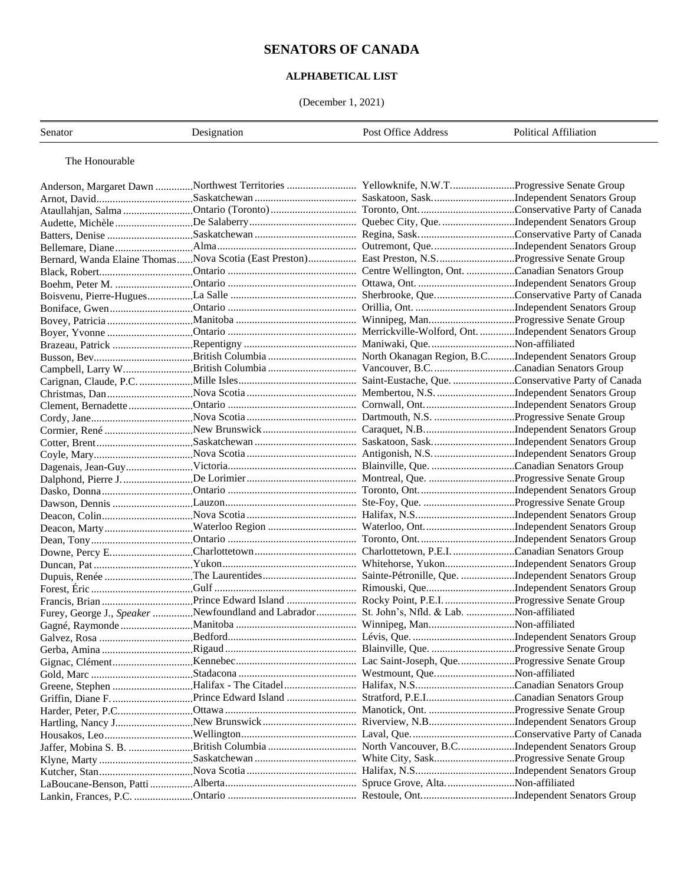# SENATORS OF CANADA

## ALPHABETICAL LIST

(December 1, 2021)

| Senator | Designation | Post Office Address | Political Affiliation |
|---|---|---|---|
| The Honourable | | | |
| Anderson, Margaret Dawn | Northwest Territories | Yellowknife, N.W.T. | Progressive Senate Group |
| Arnot, David | Saskatchewan | Saskatoon, Sask. | Independent Senators Group |
| Ataullahjan, Salma | Ontario (Toronto) | Toronto, Ont. | Conservative Party of Canada |
| Audette, Michèle | De Salaberry | Quebec City, Que. | Independent Senators Group |
| Batters, Denise | Saskatchewan | Regina, Sask. | Conservative Party of Canada |
| Bellemare, Diane | Alma | Outremont, Que. | Independent Senators Group |
| Bernard, Wanda Elaine Thomas | Nova Scotia (East Preston) | East Preston, N.S. | Progressive Senate Group |
| Black, Robert | Ontario | Centre Wellington, Ont. | Canadian Senators Group |
| Boehm, Peter M. | Ontario | Ottawa, Ont. | Independent Senators Group |
| Boisvenu, Pierre-Hugues | La Salle | Sherbrooke, Que. | Conservative Party of Canada |
| Boniface, Gwen | Ontario | Orillia, Ont. | Independent Senators Group |
| Bovey, Patricia | Manitoba | Winnipeg, Man. | Progressive Senate Group |
| Boyer, Yvonne | Ontario | Merrickville-Wolford, Ont. | Independent Senators Group |
| Brazeau, Patrick | Repentigny | Maniwaki, Que. | Non-affiliated |
| Busson, Bev | British Columbia | North Okanagan Region, B.C. | Independent Senators Group |
| Campbell, Larry W. | British Columbia | Vancouver, B.C. | Canadian Senators Group |
| Carignan, Claude, P.C. | Mille Isles | Saint-Eustache, Que. | Conservative Party of Canada |
| Christmas, Dan | Nova Scotia | Membertou, N.S. | Independent Senators Group |
| Clement, Bernadette | Ontario | Cornwall, Ont. | Independent Senators Group |
| Cordy, Jane | Nova Scotia | Dartmouth, N.S. | Progressive Senate Group |
| Cormier, René | New Brunswick | Caraquet, N.B. | Independent Senators Group |
| Cotter, Brent | Saskatchewan | Saskatoon, Sask. | Independent Senators Group |
| Coyle, Mary | Nova Scotia | Antigonish, N.S. | Independent Senators Group |
| Dagenais, Jean-Guy | Victoria | Blainville, Que. | Canadian Senators Group |
| Dalphond, Pierre J. | De Lorimier | Montreal, Que. | Progressive Senate Group |
| Dasko, Donna | Ontario | Toronto, Ont. | Independent Senators Group |
| Dawson, Dennis | Lauzon | Ste-Foy, Que. | Progressive Senate Group |
| Deacon, Colin | Nova Scotia | Halifax, N.S. | Independent Senators Group |
| Deacon, Marty | Waterloo Region | Waterloo, Ont. | Independent Senators Group |
| Dean, Tony | Ontario | Toronto, Ont. | Independent Senators Group |
| Downe, Percy E. | Charlottetown | Charlottetown, P.E.I. | Canadian Senators Group |
| Duncan, Pat | Yukon | Whitehorse, Yukon | Independent Senators Group |
| Dupuis, Renée | The Laurentides | Sainte-Pétronille, Que. | Independent Senators Group |
| Forest, Éric | Gulf | Rimouski, Que. | Independent Senators Group |
| Francis, Brian | Prince Edward Island | Rocky Point, P.E.I. | Progressive Senate Group |
| Furey, George J., *Speaker* | Newfoundland and Labrador | St. John's, Nfld. & Lab. | Non-affiliated |
| Gagné, Raymonde | Manitoba | Winnipeg, Man. | Non-affiliated |
| Galvez, Rosa | Bedford | Lévis, Que. | Independent Senators Group |
| Gerba, Amina | Rigaud | Blainville, Que. | Progressive Senate Group |
| Gignac, Clément | Kennebec | Lac Saint-Joseph, Que. | Progressive Senate Group |
| Gold, Marc | Stadacona | Westmount, Que. | Non-affiliated |
| Greene, Stephen | Halifax - The Citadel | Halifax, N.S. | Canadian Senators Group |
| Griffin, Diane F. | Prince Edward Island | Stratford, P.E.I. | Canadian Senators Group |
| Harder, Peter, P.C. | Ottawa | Manotick, Ont. | Progressive Senate Group |
| Hartling, Nancy J. | New Brunswick | Riverview, N.B. | Independent Senators Group |
| Housakos, Leo | Wellington | Laval, Que. | Conservative Party of Canada |
| Jaffer, Mobina S. B. | British Columbia | North Vancouver, B.C. | Independent Senators Group |
| Klyne, Marty | Saskatchewan | White City, Sask. | Progressive Senate Group |
| Kutcher, Stan | Nova Scotia | Halifax, N.S. | Independent Senators Group |
| LaBoucane-Benson, Patti | Alberta | Spruce Grove, Alta. | Non-affiliated |
| Lankin, Frances, P.C. | Ontario | Restoule, Ont. | Independent Senators Group |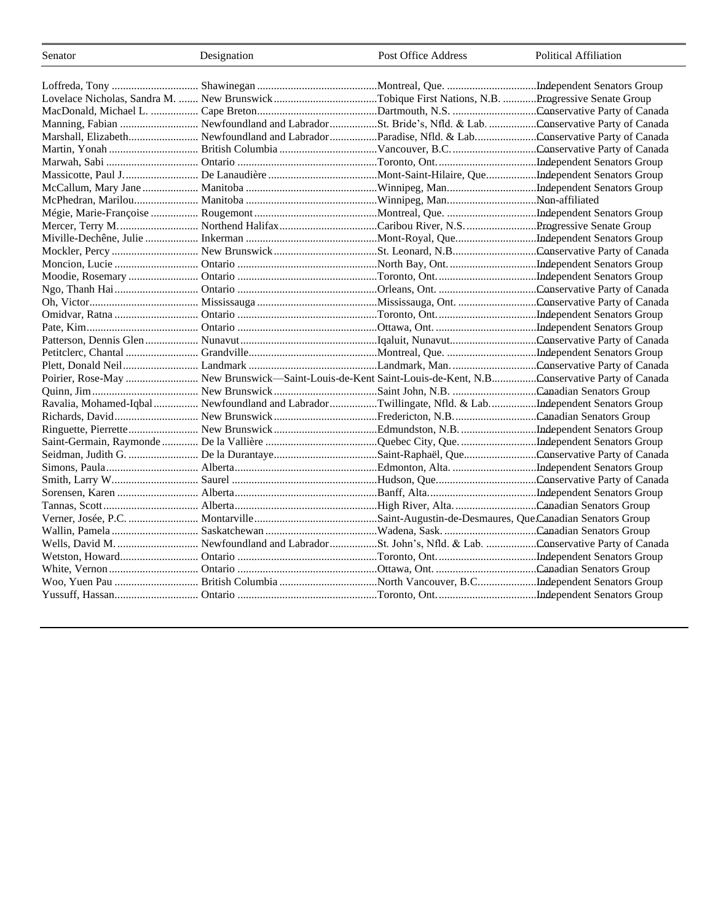| Senator | Designation | Post Office Address | Political Affiliation |
|---|---|---|---|
| Loffreda, Tony | Shawinegan | Montreal, Que. | Independent Senators Group |
| Lovelace Nicholas, Sandra M. | New Brunswick | Tobique First Nations, N.B. | Progressive Senate Group |
| MacDonald, Michael L. | Cape Breton | Dartmouth, N.S. | Conservative Party of Canada |
| Manning, Fabian | Newfoundland and Labrador | St. Bride's, Nfld. & Lab. | Conservative Party of Canada |
| Marshall, Elizabeth | Newfoundland and Labrador | Paradise, Nfld. & Lab. | Conservative Party of Canada |
| Martin, Yonah | British Columbia | Vancouver, B.C. | Conservative Party of Canada |
| Marwah, Sabi | Ontario | Toronto, Ont. | Independent Senators Group |
| Massicotte, Paul J. | De Lanaudière | Mont-Saint-Hilaire, Que. | Independent Senators Group |
| McCallum, Mary Jane | Manitoba | Winnipeg, Man. | Independent Senators Group |
| McPhedran, Marilou | Manitoba | Winnipeg, Man. | Non-affiliated |
| Mégie, Marie-Françoise | Rougemont | Montreal, Que. | Independent Senators Group |
| Mercer, Terry M. | Northend Halifax | Caribou River, N.S. | Progressive Senate Group |
| Miville-Dechêne, Julie | Inkerman | Mont-Royal, Que. | Independent Senators Group |
| Mockler, Percy | New Brunswick | St. Leonard, N.B. | Conservative Party of Canada |
| Moncion, Lucie | Ontario | North Bay, Ont. | Independent Senators Group |
| Moodie, Rosemary | Ontario | Toronto, Ont. | Independent Senators Group |
| Ngo, Thanh Hai | Ontario | Orleans, Ont. | Conservative Party of Canada |
| Oh, Victor | Mississauga | Mississauga, Ont. | Conservative Party of Canada |
| Omidvar, Ratna | Ontario | Toronto, Ont. | Independent Senators Group |
| Pate, Kim | Ontario | Ottawa, Ont. | Independent Senators Group |
| Patterson, Dennis Glen | Nunavut | Iqaluit, Nunavut | Conservative Party of Canada |
| Petitclerc, Chantal | Grandville | Montreal, Que. | Independent Senators Group |
| Plett, Donald Neil | Landmark | Landmark, Man. | Conservative Party of Canada |
| Poirier, Rose-May | New Brunswick—Saint-Louis-de-Kent | Saint-Louis-de-Kent, N.B. | Conservative Party of Canada |
| Quinn, Jim | New Brunswick | Saint John, N.B. | Canadian Senators Group |
| Ravalia, Mohamed-Iqbal | Newfoundland and Labrador | Twillingate, Nfld. & Lab. | Independent Senators Group |
| Richards, David | New Brunswick | Fredericton, N.B. | Canadian Senators Group |
| Ringuette, Pierrette | New Brunswick | Edmundston, N.B. | Independent Senators Group |
| Saint-Germain, Raymonde | De la Vallière | Quebec City, Que. | Independent Senators Group |
| Seidman, Judith G. | De la Durantaye | Saint-Raphaël, Que. | Conservative Party of Canada |
| Simons, Paula | Alberta | Edmonton, Alta. | Independent Senators Group |
| Smith, Larry W. | Saurel | Hudson, Que. | Conservative Party of Canada |
| Sorensen, Karen | Alberta | Banff, Alta. | Independent Senators Group |
| Tannas, Scott | Alberta | High River, Alta. | Canadian Senators Group |
| Verner, Josée, P.C. | Montarville | Saint-Augustin-de-Desmaures, Que. | Canadian Senators Group |
| Wallin, Pamela | Saskatchewan | Wadena, Sask. | Canadian Senators Group |
| Wells, David M. | Newfoundland and Labrador | St. John's, Nfld. & Lab. | Conservative Party of Canada |
| Wetston, Howard | Ontario | Toronto, Ont. | Independent Senators Group |
| White, Vernon | Ontario | Ottawa, Ont. | Canadian Senators Group |
| Woo, Yuen Pau | British Columbia | North Vancouver, B.C. | Independent Senators Group |
| Yussuff, Hassan | Ontario | Toronto, Ont. | Independent Senators Group |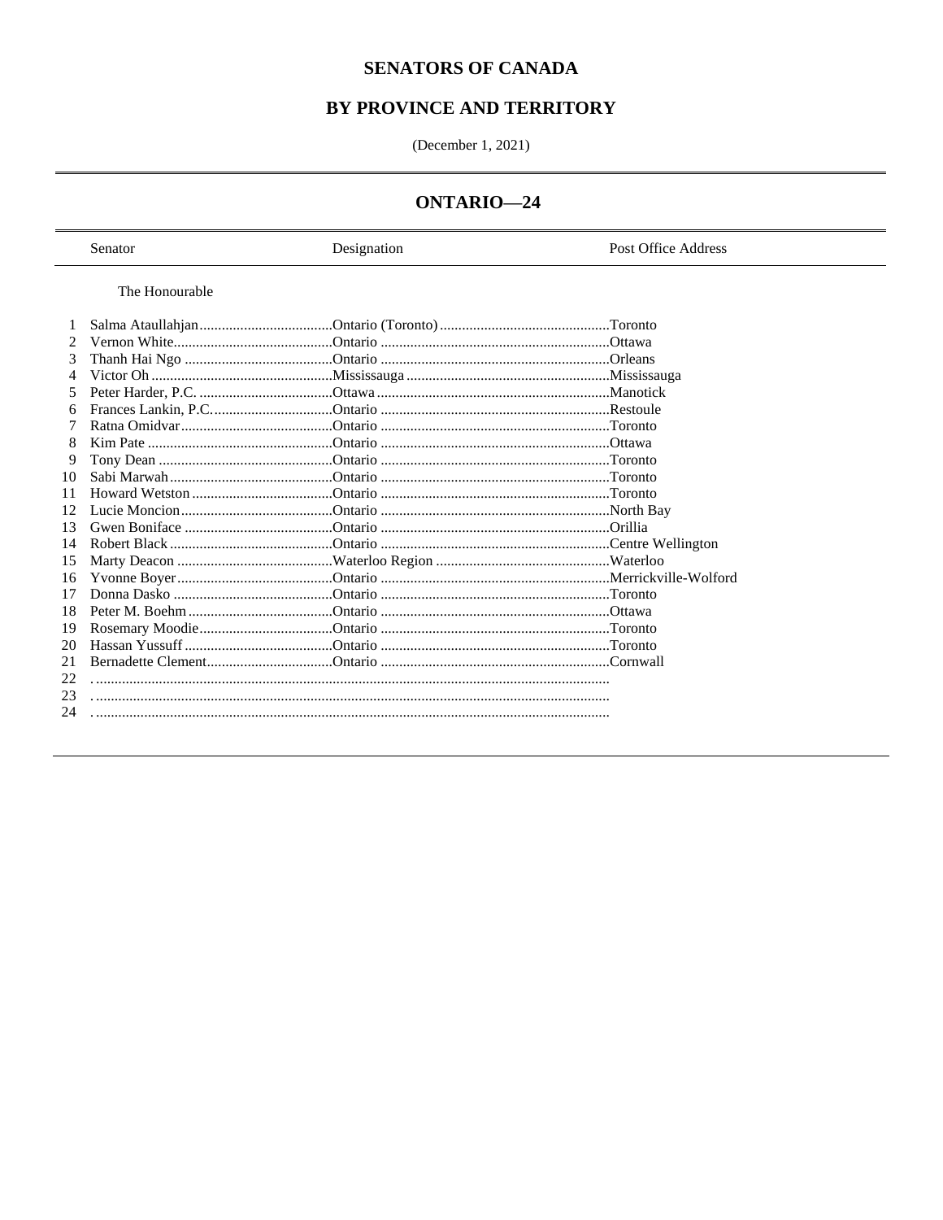# SENATORS OF CANADA

# BY PROVINCE AND TERRITORY

(December 1, 2021)

## ONTARIO—24

| | Senator | Designation | Post Office Address |
|---|---|---|---|
| | The Honourable | | |
| 1 | Salma Ataullahjan | Ontario (Toronto) | Toronto |
| 2 | Vernon White | Ontario | Ottawa |
| 3 | Thanh Hai Ngo | Ontario | Orleans |
| 4 | Victor Oh | Mississauga | Mississauga |
| 5 | Peter Harder, P.C. | Ottawa | Manotick |
| 6 | Frances Lankin, P.C. | Ontario | Restoule |
| 7 | Ratna Omidvar | Ontario | Toronto |
| 8 | Kim Pate | Ontario | Ottawa |
| 9 | Tony Dean | Ontario | Toronto |
| 10 | Sabi Marwah | Ontario | Toronto |
| 11 | Howard Wetston | Ontario | Toronto |
| 12 | Lucie Moncion | Ontario | North Bay |
| 13 | Gwen Boniface | Ontario | Orillia |
| 14 | Robert Black | Ontario | Centre Wellington |
| 15 | Marty Deacon | Waterloo Region | Waterloo |
| 16 | Yvonne Boyer | Ontario | Merrickville-Wolford |
| 17 | Donna Dasko | Ontario | Toronto |
| 18 | Peter M. Boehm | Ontario | Ottawa |
| 19 | Rosemary Moodie | Ontario | Toronto |
| 20 | Hassan Yussuff | Ontario | Toronto |
| 21 | Bernadette Clement | Ontario | Cornwall |
| 22 | | | |
| 23 | | | |
| 24 | | | |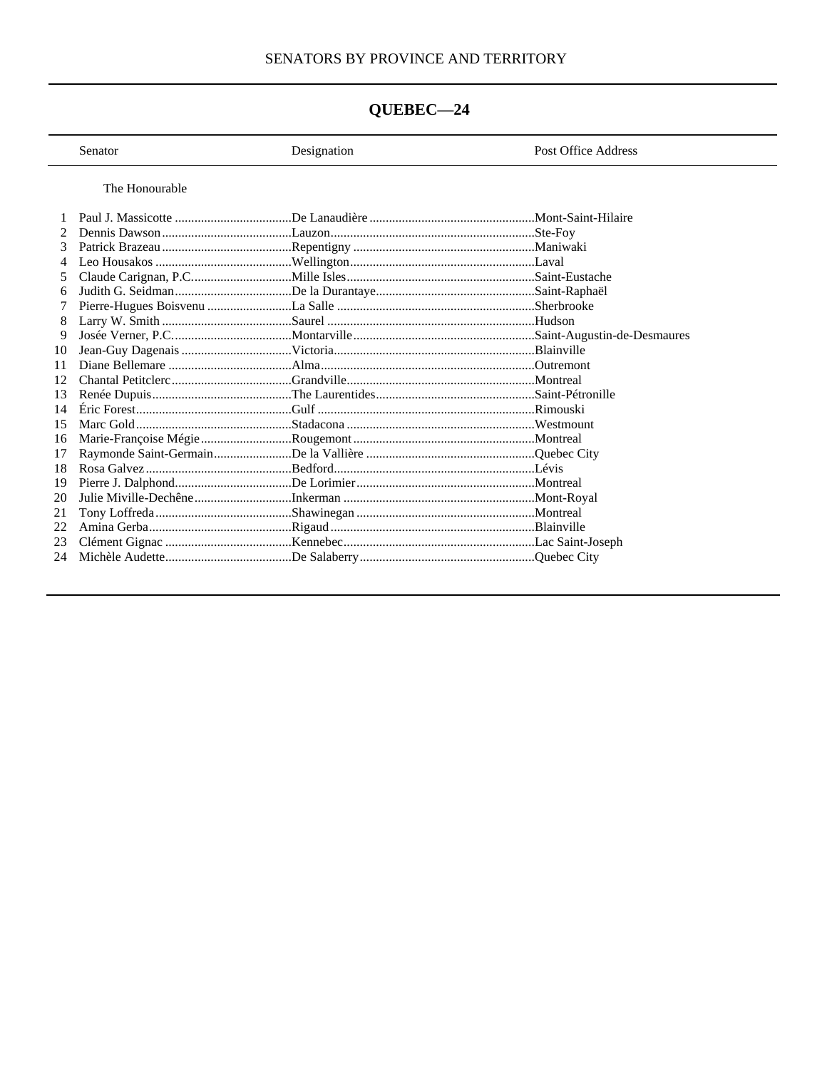SENATORS BY PROVINCE AND TERRITORY

## QUEBEC—24

| | Senator | Designation | Post Office Address |
|---|---|---|---|
| | The Honourable | | |
| 1 | Paul J. Massicotte | De Lanaudière | Mont-Saint-Hilaire |
| 2 | Dennis Dawson | Lauzon | Ste-Foy |
| 3 | Patrick Brazeau | Repentigny | Maniwaki |
| 4 | Leo Housakos | Wellington | Laval |
| 5 | Claude Carignan, P.C. | Mille Isles | Saint-Eustache |
| 6 | Judith G. Seidman | De la Durantaye | Saint-Raphaël |
| 7 | Pierre-Hugues Boisvenu | La Salle | Sherbrooke |
| 8 | Larry W. Smith | Saurel | Hudson |
| 9 | Josée Verner, P.C. | Montarville | Saint-Augustin-de-Desmaures |
| 10 | Jean-Guy Dagenais | Victoria | Blainville |
| 11 | Diane Bellemare | Alma | Outremont |
| 12 | Chantal Petitclerc | Grandville | Montreal |
| 13 | Renée Dupuis | The Laurentides | Saint-Pétronille |
| 14 | Éric Forest | Gulf | Rimouski |
| 15 | Marc Gold | Stadacona | Westmount |
| 16 | Marie-Françoise Mégie | Rougemont | Montreal |
| 17 | Raymonde Saint-Germain | De la Vallière | Quebec City |
| 18 | Rosa Galvez | Bedford | Lévis |
| 19 | Pierre J. Dalphond | De Lorimier | Montreal |
| 20 | Julie Miville-Dechêne | Inkerman | Mont-Royal |
| 21 | Tony Loffreda | Shawinegan | Montreal |
| 22 | Amina Gerba | Rigaud | Blainville |
| 23 | Clément Gignac | Kennebec | Lac Saint-Joseph |
| 24 | Michèle Audette | De Salaberry | Quebec City |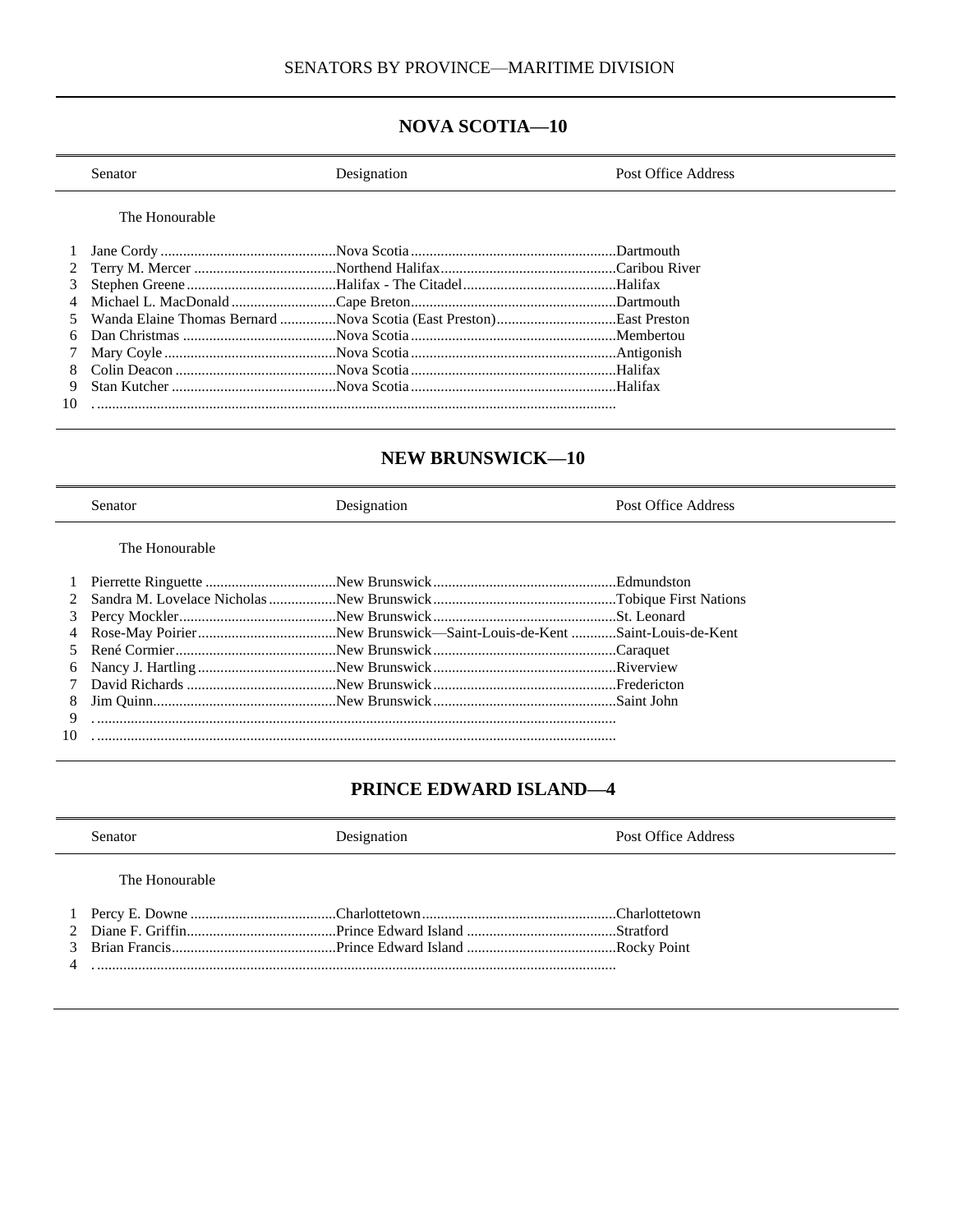SENATORS BY PROVINCE—MARITIME DIVISION

## NOVA SCOTIA—10

| | Senator | Designation | Post Office Address |
|---|---|---|---|
| | The Honourable | | |
| 1 | Jane Cordy | Nova Scotia | Dartmouth |
| 2 | Terry M. Mercer | Northend Halifax | Caribou River |
| 3 | Stephen Greene | Halifax - The Citadel | Halifax |
| 4 | Michael L. MacDonald | Cape Breton | Dartmouth |
| 5 | Wanda Elaine Thomas Bernard | Nova Scotia (East Preston) | East Preston |
| 6 | Dan Christmas | Nova Scotia | Membertou |
| 7 | Mary Coyle | Nova Scotia | Antigonish |
| 8 | Colin Deacon | Nova Scotia | Halifax |
| 9 | Stan Kutcher | Nova Scotia | Halifax |
| 10 | . | | |

## NEW BRUNSWICK—10

| | Senator | Designation | Post Office Address |
|---|---|---|---|
| | The Honourable | | |
| 1 | Pierrette Ringuette | New Brunswick | Edmundston |
| 2 | Sandra M. Lovelace Nicholas | New Brunswick | Tobique First Nations |
| 3 | Percy Mockler | New Brunswick | St. Leonard |
| 4 | Rose-May Poirier | New Brunswick—Saint-Louis-de-Kent | Saint-Louis-de-Kent |
| 5 | René Cormier | New Brunswick | Caraquet |
| 6 | Nancy J. Hartling | New Brunswick | Riverview |
| 7 | David Richards | New Brunswick | Fredericton |
| 8 | Jim Quinn | New Brunswick | Saint John |
| 9 | . | | |
| 10 | . | | |

## PRINCE EDWARD ISLAND—4

| | Senator | Designation | Post Office Address |
|---|---|---|---|
| | The Honourable | | |
| 1 | Percy E. Downe | Charlottetown | Charlottetown |
| 2 | Diane F. Griffin | Prince Edward Island | Stratford |
| 3 | Brian Francis | Prince Edward Island | Rocky Point |
| 4 | . | | |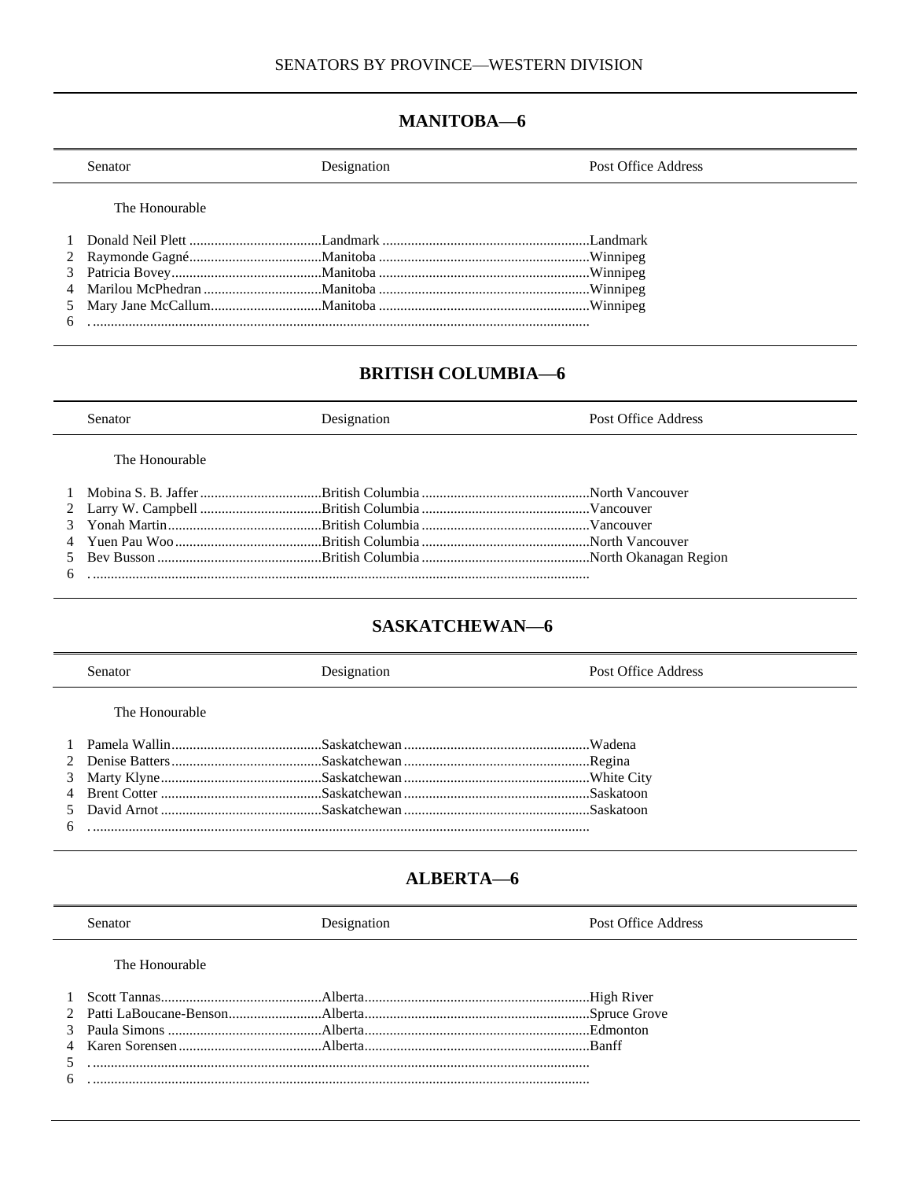SENATORS BY PROVINCE—WESTERN DIVISION

## MANITOBA—6

| | Senator | Designation | Post Office Address |
|---|---|---|---|
| | The Honourable | | |
| 1 | Donald Neil Plett | Landmark | Landmark |
| 2 | Raymonde Gagné | Manitoba | Winnipeg |
| 3 | Patricia Bovey | Manitoba | Winnipeg |
| 4 | Marilou McPhedran | Manitoba | Winnipeg |
| 5 | Mary Jane McCallum | Manitoba | Winnipeg |
| 6 | | | |

## BRITISH COLUMBIA—6

| | Senator | Designation | Post Office Address |
|---|---|---|---|
| | The Honourable | | |
| 1 | Mobina S. B. Jaffer | British Columbia | North Vancouver |
| 2 | Larry W. Campbell | British Columbia | Vancouver |
| 3 | Yonah Martin | British Columbia | Vancouver |
| 4 | Yuen Pau Woo | British Columbia | North Vancouver |
| 5 | Bev Busson | British Columbia | North Okanagan Region |
| 6 | | | |

## SASKATCHEWAN—6

| | Senator | Designation | Post Office Address |
|---|---|---|---|
| | The Honourable | | |
| 1 | Pamela Wallin | Saskatchewan | Wadena |
| 2 | Denise Batters | Saskatchewan | Regina |
| 3 | Marty Klyne | Saskatchewan | White City |
| 4 | Brent Cotter | Saskatchewan | Saskatoon |
| 5 | David Arnot | Saskatchewan | Saskatoon |
| 6 | | | |

## ALBERTA—6

| | Senator | Designation | Post Office Address |
|---|---|---|---|
| | The Honourable | | |
| 1 | Scott Tannas | Alberta | High River |
| 2 | Patti LaBoucane-Benson | Alberta | Spruce Grove |
| 3 | Paula Simons | Alberta | Edmonton |
| 4 | Karen Sorensen | Alberta | Banff |
| 5 | | | |
| 6 | | | |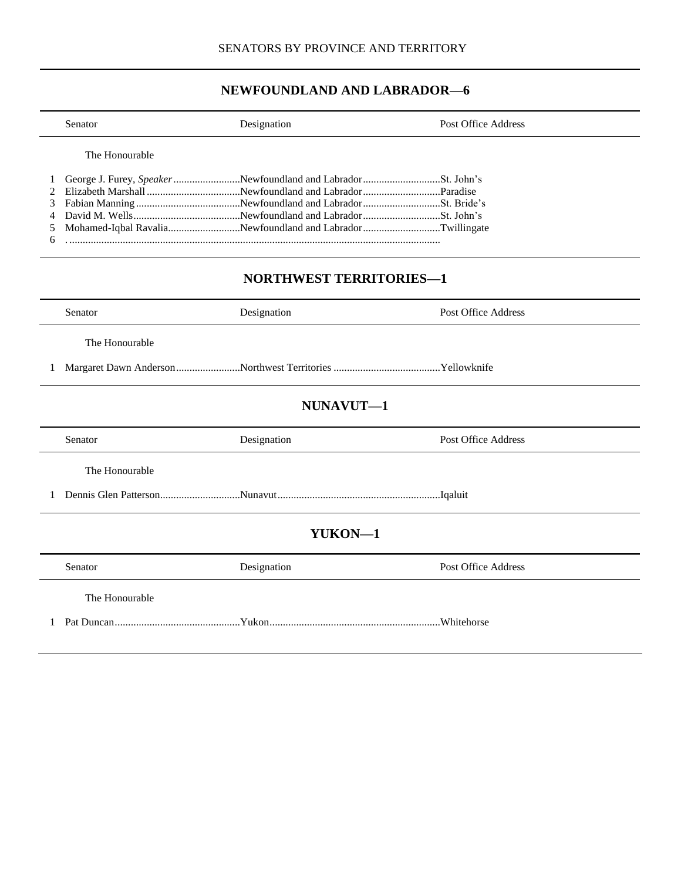SENATORS BY PROVINCE AND TERRITORY

## NEWFOUNDLAND AND LABRADOR—6

| | Senator | Designation | Post Office Address |
|---|---|---|---|
| | The Honourable | | |
| 1 | George J. Furey, *Speaker* | Newfoundland and Labrador | St. John's |
| 2 | Elizabeth Marshall | Newfoundland and Labrador | Paradise |
| 3 | Fabian Manning | Newfoundland and Labrador | St. Bride's |
| 4 | David M. Wells | Newfoundland and Labrador | St. John's |
| 5 | Mohamed-Iqbal Ravalia | Newfoundland and Labrador | Twillingate |
| 6 | | | |

## NORTHWEST TERRITORIES—1

| | Senator | Designation | Post Office Address |
|---|---|---|---|
| | The Honourable | | |
| 1 | Margaret Dawn Anderson | Northwest Territories | Yellowknife |

## NUNAVUT—1

| | Senator | Designation | Post Office Address |
|---|---|---|---|
| | The Honourable | | |
| 1 | Dennis Glen Patterson | Nunavut | Iqaluit |

## YUKON—1

| | Senator | Designation | Post Office Address |
|---|---|---|---|
| | The Honourable | | |
| 1 | Pat Duncan | Yukon | Whitehorse |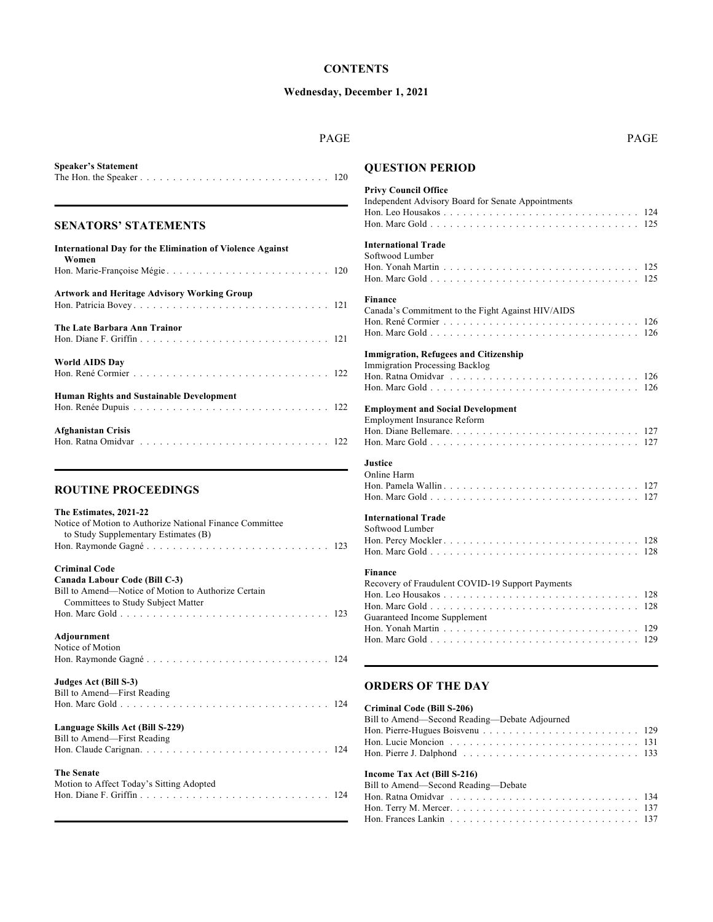# CONTENTS

## Wednesday, December 1, 2021

PAGE

**Speaker's Statement**
The Hon. the Speaker . . . . . . . . . . . . . . . . . . . . . . . . . . . . 120

## SENATORS' STATEMENTS

**International Day for the Elimination of Violence Against Women**
Hon. Marie-Françoise Mégie . . . . . . . . . . . . . . . . . . . . . . . . 120

**Artwork and Heritage Advisory Working Group**
Hon. Patricia Bovey . . . . . . . . . . . . . . . . . . . . . . . . . . . . . 121

**The Late Barbara Ann Trainor**
Hon. Diane F. Griffin . . . . . . . . . . . . . . . . . . . . . . . . . . . . 121

**World AIDS Day**
Hon. René Cormier . . . . . . . . . . . . . . . . . . . . . . . . . . . . . 122

**Human Rights and Sustainable Development**
Hon. Renée Dupuis . . . . . . . . . . . . . . . . . . . . . . . . . . . . . 122

**Afghanistan Crisis**
Hon. Ratna Omidvar . . . . . . . . . . . . . . . . . . . . . . . . . . . . 122

## ROUTINE PROCEEDINGS

**The Estimates, 2021-22**
Notice of Motion to Authorize National Finance Committee to Study Supplementary Estimates (B)
Hon. Raymonde Gagné . . . . . . . . . . . . . . . . . . . . . . . . . . . 123

**Criminal Code**
**Canada Labour Code (Bill C-3)**
Bill to Amend—Notice of Motion to Authorize Certain Committees to Study Subject Matter
Hon. Marc Gold . . . . . . . . . . . . . . . . . . . . . . . . . . . . . . . 123

**Adjournment**
Notice of Motion
Hon. Raymonde Gagné . . . . . . . . . . . . . . . . . . . . . . . . . . . 124

**Judges Act (Bill S-3)**
Bill to Amend—First Reading
Hon. Marc Gold . . . . . . . . . . . . . . . . . . . . . . . . . . . . . . . 124

**Language Skills Act (Bill S-229)**
Bill to Amend—First Reading
Hon. Claude Carignan. . . . . . . . . . . . . . . . . . . . . . . . . . . . 124

**The Senate**
Motion to Affect Today's Sitting Adopted
Hon. Diane F. Griffin . . . . . . . . . . . . . . . . . . . . . . . . . . . . 124

PAGE

## QUESTION PERIOD

**Privy Council Office**
Independent Advisory Board for Senate Appointments
Hon. Leo Housakos . . . . . . . . . . . . . . . . . . . . . . . . . . . . . . 124
Hon. Marc Gold . . . . . . . . . . . . . . . . . . . . . . . . . . . . . . . . 125

**International Trade**
Softwood Lumber
Hon. Yonah Martin . . . . . . . . . . . . . . . . . . . . . . . . . . . . . . 125
Hon. Marc Gold . . . . . . . . . . . . . . . . . . . . . . . . . . . . . . . . 125

**Finance**
Canada's Commitment to the Fight Against HIV/AIDS
Hon. René Cormier . . . . . . . . . . . . . . . . . . . . . . . . . . . . . . 126
Hon. Marc Gold . . . . . . . . . . . . . . . . . . . . . . . . . . . . . . . . 126

**Immigration, Refugees and Citizenship**
Immigration Processing Backlog
Hon. Ratna Omidvar . . . . . . . . . . . . . . . . . . . . . . . . . . . . . 126
Hon. Marc Gold . . . . . . . . . . . . . . . . . . . . . . . . . . . . . . . . 126

**Employment and Social Development**
Employment Insurance Reform
Hon. Diane Bellemare. . . . . . . . . . . . . . . . . . . . . . . . . . . . . 127
Hon. Marc Gold . . . . . . . . . . . . . . . . . . . . . . . . . . . . . . . . 127

**Justice**
Online Harm
Hon. Pamela Wallin . . . . . . . . . . . . . . . . . . . . . . . . . . . . . . 127
Hon. Marc Gold . . . . . . . . . . . . . . . . . . . . . . . . . . . . . . . . 127

**International Trade**
Softwood Lumber
Hon. Percy Mockler . . . . . . . . . . . . . . . . . . . . . . . . . . . . . . 128
Hon. Marc Gold . . . . . . . . . . . . . . . . . . . . . . . . . . . . . . . . 128

**Finance**
Recovery of Fraudulent COVID-19 Support Payments
Hon. Leo Housakos . . . . . . . . . . . . . . . . . . . . . . . . . . . . . . 128
Hon. Marc Gold . . . . . . . . . . . . . . . . . . . . . . . . . . . . . . . . 128
Guaranteed Income Supplement
Hon. Yonah Martin . . . . . . . . . . . . . . . . . . . . . . . . . . . . . . 129
Hon. Marc Gold . . . . . . . . . . . . . . . . . . . . . . . . . . . . . . . . 129

## ORDERS OF THE DAY

**Criminal Code (Bill S-206)**
Bill to Amend—Second Reading—Debate Adjourned
Hon. Pierre-Hugues Boisvenu . . . . . . . . . . . . . . . . . . . . . . . 129
Hon. Lucie Moncion . . . . . . . . . . . . . . . . . . . . . . . . . . . . . 131
Hon. Pierre J. Dalphond . . . . . . . . . . . . . . . . . . . . . . . . . . 133

**Income Tax Act (Bill S-216)**
Bill to Amend—Second Reading—Debate
Hon. Ratna Omidvar . . . . . . . . . . . . . . . . . . . . . . . . . . . . . 134
Hon. Terry M. Mercer. . . . . . . . . . . . . . . . . . . . . . . . . . . . . 137
Hon. Frances Lankin . . . . . . . . . . . . . . . . . . . . . . . . . . . . . 137